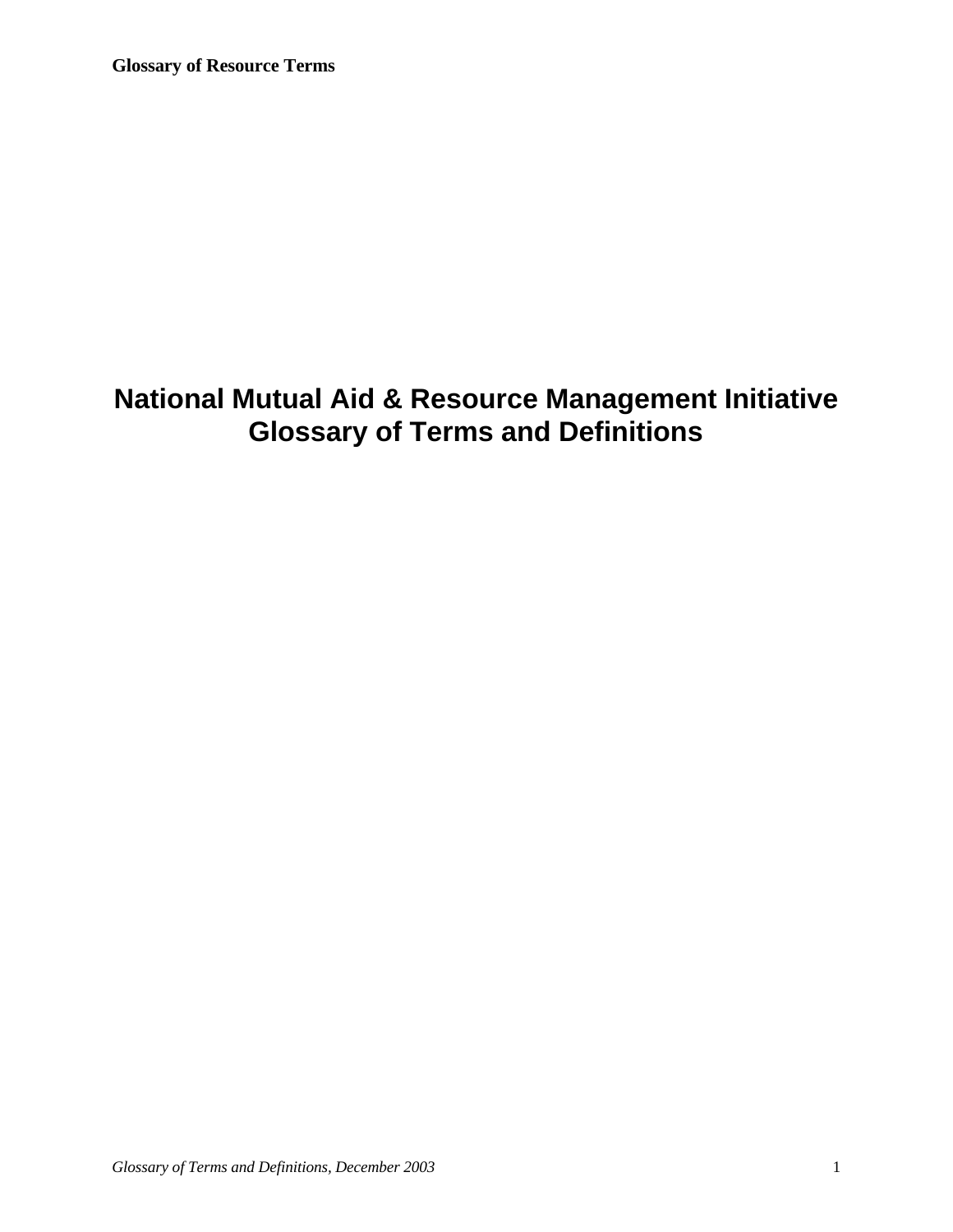# National Mutual Aid & Resource Management Initiative
# Glossary of Terms and Definitions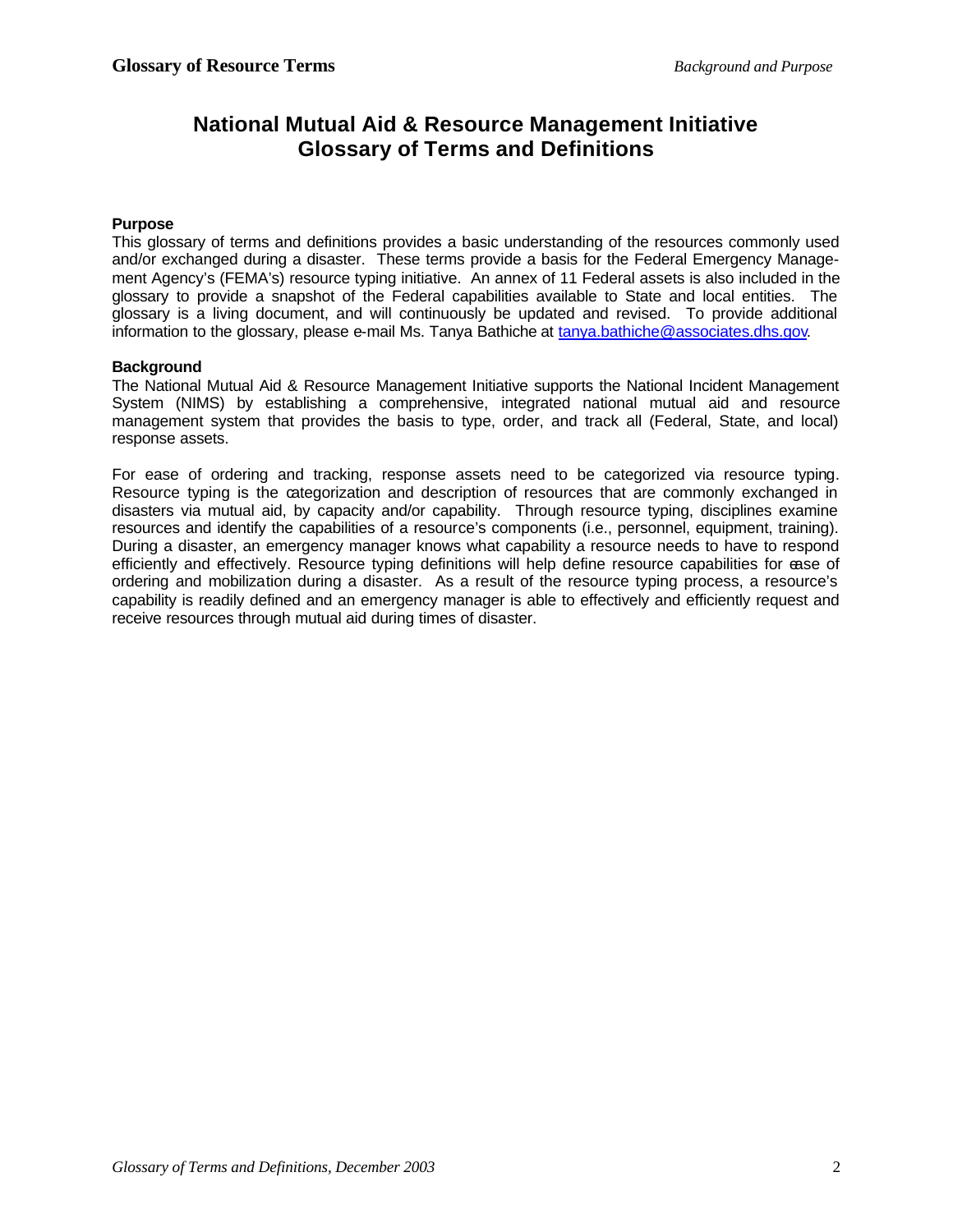# National Mutual Aid & Resource Management Initiative
# Glossary of Terms and Definitions

**Purpose**

This glossary of terms and definitions provides a basic understanding of the resources commonly used and/or exchanged during a disaster. These terms provide a basis for the Federal Emergency Management Agency's (FEMA's) resource typing initiative. An annex of 11 Federal assets is also included in the glossary to provide a snapshot of the Federal capabilities available to State and local entities. The glossary is a living document, and will continuously be updated and revised. To provide additional information to the glossary, please e-mail Ms. Tanya Bathiche at tanya.bathiche@associates.dhs.gov.

**Background**

The National Mutual Aid & Resource Management Initiative supports the National Incident Management System (NIMS) by establishing a comprehensive, integrated national mutual aid and resource management system that provides the basis to type, order, and track all (Federal, State, and local) response assets.

For ease of ordering and tracking, response assets need to be categorized via resource typing. Resource typing is the categorization and description of resources that are commonly exchanged in disasters via mutual aid, by capacity and/or capability. Through resource typing, disciplines examine resources and identify the capabilities of a resource's components (i.e., personnel, equipment, training). During a disaster, an emergency manager knows what capability a resource needs to have to respond efficiently and effectively. Resource typing definitions will help define resource capabilities for ease of ordering and mobilization during a disaster. As a result of the resource typing process, a resource's capability is readily defined and an emergency manager is able to effectively and efficiently request and receive resources through mutual aid during times of disaster.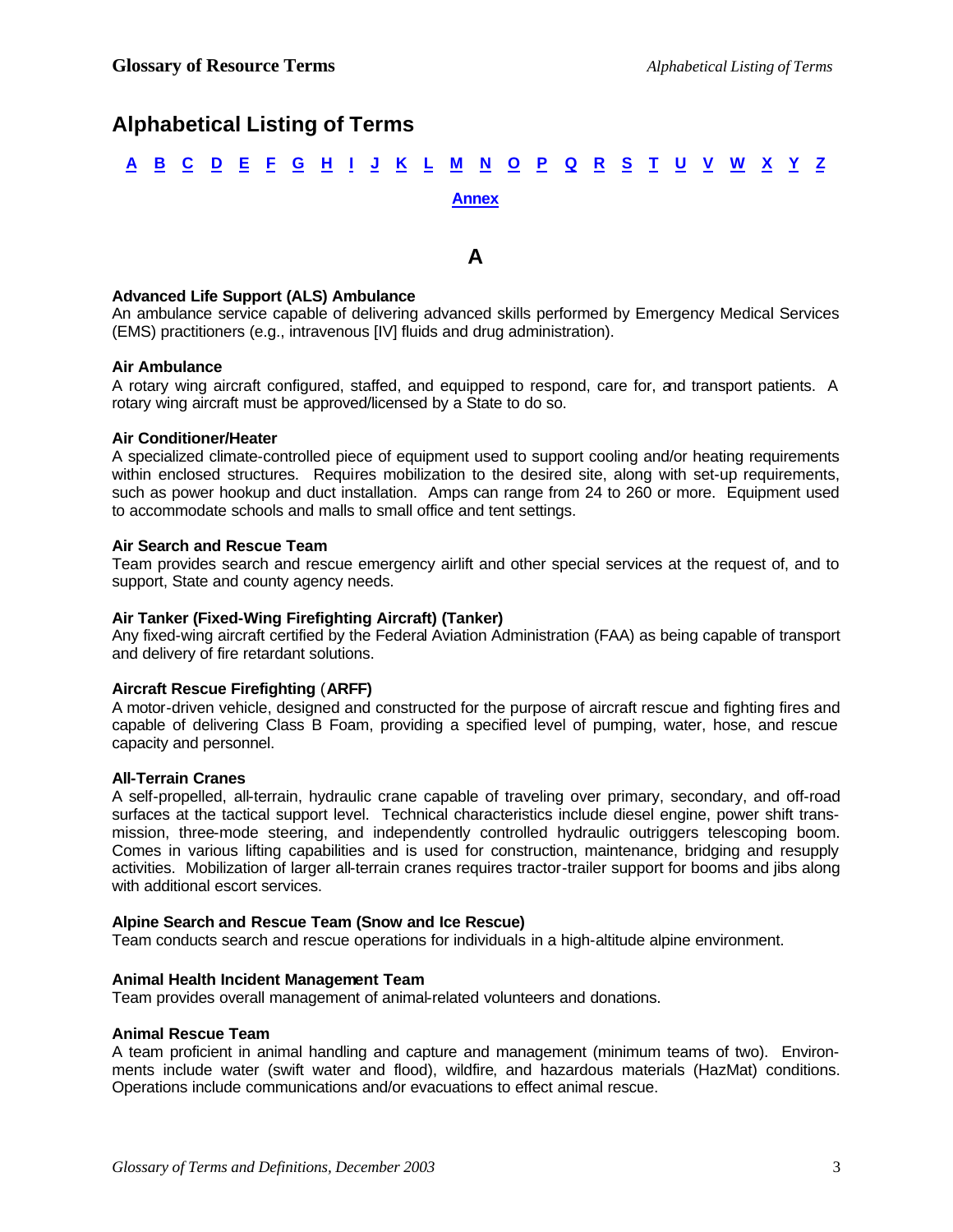# Alphabetical Listing of Terms

A B C D E F G H I J K L M N O P Q R S T U V W X Y Z

Annex

## A

**Advanced Life Support (ALS) Ambulance**
An ambulance service capable of delivering advanced skills performed by Emergency Medical Services (EMS) practitioners (e.g., intravenous [IV] fluids and drug administration).

**Air Ambulance**
A rotary wing aircraft configured, staffed, and equipped to respond, care for, and transport patients. A rotary wing aircraft must be approved/licensed by a State to do so.

**Air Conditioner/Heater**
A specialized climate-controlled piece of equipment used to support cooling and/or heating requirements within enclosed structures. Requires mobilization to the desired site, along with set-up requirements, such as power hookup and duct installation. Amps can range from 24 to 260 or more. Equipment used to accommodate schools and malls to small office and tent settings.

**Air Search and Rescue Team**
Team provides search and rescue emergency airlift and other special services at the request of, and to support, State and county agency needs.

**Air Tanker (Fixed-Wing Firefighting Aircraft) (Tanker)**
Any fixed-wing aircraft certified by the Federal Aviation Administration (FAA) as being capable of transport and delivery of fire retardant solutions.

**Aircraft Rescue Firefighting (ARFF)**
A motor-driven vehicle, designed and constructed for the purpose of aircraft rescue and fighting fires and capable of delivering Class B Foam, providing a specified level of pumping, water, hose, and rescue capacity and personnel.

**All-Terrain Cranes**
A self-propelled, all-terrain, hydraulic crane capable of traveling over primary, secondary, and off-road surfaces at the tactical support level. Technical characteristics include diesel engine, power shift transmission, three-mode steering, and independently controlled hydraulic outriggers telescoping boom. Comes in various lifting capabilities and is used for construction, maintenance, bridging and resupply activities. Mobilization of larger all-terrain cranes requires tractor-trailer support for booms and jibs along with additional escort services.

**Alpine Search and Rescue Team (Snow and Ice Rescue)**
Team conducts search and rescue operations for individuals in a high-altitude alpine environment.

**Animal Health Incident Management Team**
Team provides overall management of animal-related volunteers and donations.

**Animal Rescue Team**
A team proficient in animal handling and capture and management (minimum teams of two). Environments include water (swift water and flood), wildfire, and hazardous materials (HazMat) conditions. Operations include communications and/or evacuations to effect animal rescue.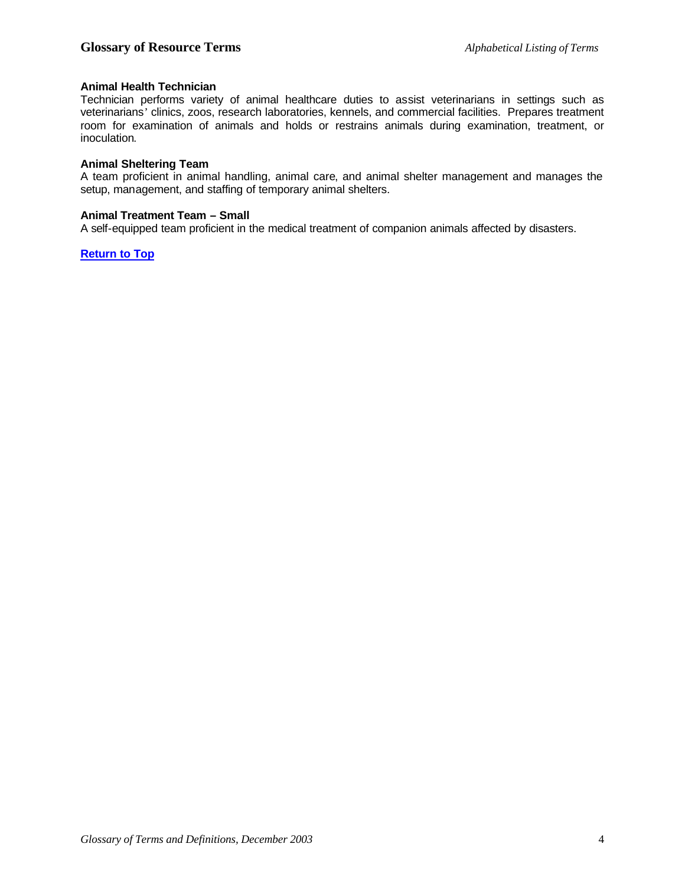**Animal Health Technician**
Technician performs variety of animal healthcare duties to assist veterinarians in settings such as veterinarians' clinics, zoos, research laboratories, kennels, and commercial facilities. Prepares treatment room for examination of animals and holds or restrains animals during examination, treatment, or inoculation.

**Animal Sheltering Team**
A team proficient in animal handling, animal care, and animal shelter management and manages the setup, management, and staffing of temporary animal shelters.

**Animal Treatment Team – Small**
A self-equipped team proficient in the medical treatment of companion animals affected by disasters.

**Return to Top**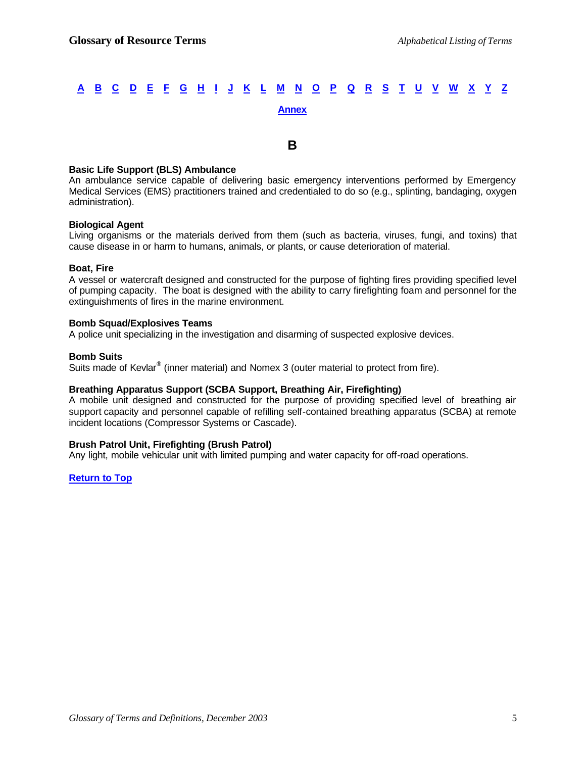A B C D E F G H I J K L M N O P Q R S T U V W X Y Z

Annex

## B

**Basic Life Support (BLS) Ambulance**
An ambulance service capable of delivering basic emergency interventions performed by Emergency Medical Services (EMS) practitioners trained and credentialed to do so (e.g., splinting, bandaging, oxygen administration).

**Biological Agent**
Living organisms or the materials derived from them (such as bacteria, viruses, fungi, and toxins) that cause disease in or harm to humans, animals, or plants, or cause deterioration of material.

**Boat, Fire**
A vessel or watercraft designed and constructed for the purpose of fighting fires providing specified level of pumping capacity. The boat is designed with the ability to carry firefighting foam and personnel for the extinguishments of fires in the marine environment.

**Bomb Squad/Explosives Teams**
A police unit specializing in the investigation and disarming of suspected explosive devices.

**Bomb Suits**
Suits made of Kevlar® (inner material) and Nomex 3 (outer material to protect from fire).

**Breathing Apparatus Support (SCBA Support, Breathing Air, Firefighting)**
A mobile unit designed and constructed for the purpose of providing specified level of breathing air support capacity and personnel capable of refilling self-contained breathing apparatus (SCBA) at remote incident locations (Compressor Systems or Cascade).

**Brush Patrol Unit, Firefighting (Brush Patrol)**
Any light, mobile vehicular unit with limited pumping and water capacity for off-road operations.

Return to Top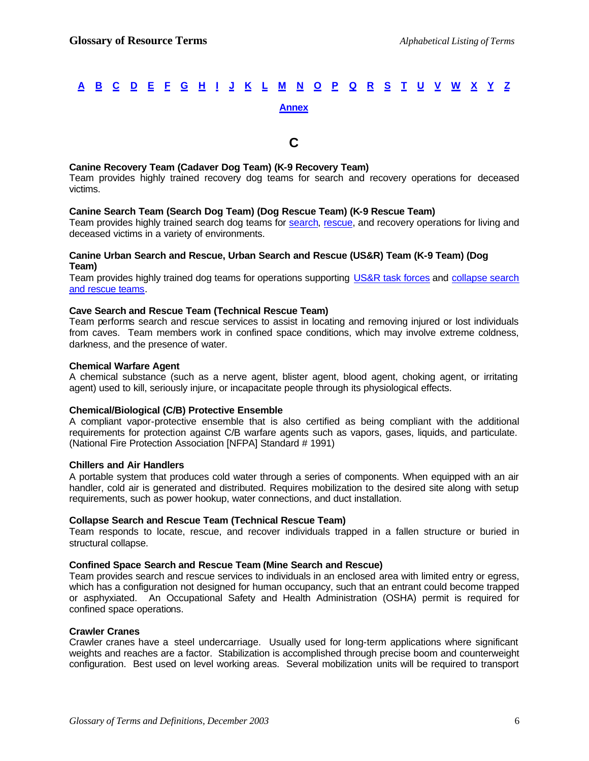[A](#) [B](#) [C](#) [D](#) [E](#) [F](#) [G](#) [H](#) [I](#) [J](#) [K](#) [L](#) [M](#) [N](#) [O](#) [P](#) [Q](#) [R](#) [S](#) [T](#) [U](#) [V](#) [W](#) [X](#) [Y](#) [Z](#)

[Annex](#)

## C

**Canine Recovery Team (Cadaver Dog Team) (K-9 Recovery Team)**
Team provides highly trained recovery dog teams for search and recovery operations for deceased victims.

**Canine Search Team (Search Dog Team) (Dog Rescue Team) (K-9 Rescue Team)**
Team provides highly trained search dog teams for [search](#), [rescue](#), and recovery operations for living and deceased victims in a variety of environments.

**Canine Urban Search and Rescue, Urban Search and Rescue (US&R) Team (K-9 Team) (Dog Team)**
Team provides highly trained dog teams for operations supporting [US&R task forces](#) and [collapse search and rescue teams](#).

**Cave Search and Rescue Team (Technical Rescue Team)**
Team performs search and rescue services to assist in locating and removing injured or lost individuals from caves. Team members work in confined space conditions, which may involve extreme coldness, darkness, and the presence of water.

**Chemical Warfare Agent**
A chemical substance (such as a nerve agent, blister agent, blood agent, choking agent, or irritating agent) used to kill, seriously injure, or incapacitate people through its physiological effects.

**Chemical/Biological (C/B) Protective Ensemble**
A compliant vapor-protective ensemble that is also certified as being compliant with the additional requirements for protection against C/B warfare agents such as vapors, gases, liquids, and particulate. (National Fire Protection Association [NFPA] Standard # 1991)

**Chillers and Air Handlers**
A portable system that produces cold water through a series of components. When equipped with an air handler, cold air is generated and distributed. Requires mobilization to the desired site along with setup requirements, such as power hookup, water connections, and duct installation.

**Collapse Search and Rescue Team (Technical Rescue Team)**
Team responds to locate, rescue, and recover individuals trapped in a fallen structure or buried in structural collapse.

**Confined Space Search and Rescue Team (Mine Search and Rescue)**
Team provides search and rescue services to individuals in an enclosed area with limited entry or egress, which has a configuration not designed for human occupancy, such that an entrant could become trapped or asphyxiated. An Occupational Safety and Health Administration (OSHA) permit is required for confined space operations.

**Crawler Cranes**
Crawler cranes have a steel undercarriage. Usually used for long-term applications where significant weights and reaches are a factor. Stabilization is accomplished through precise boom and counterweight configuration. Best used on level working areas. Several mobilization units will be required to transport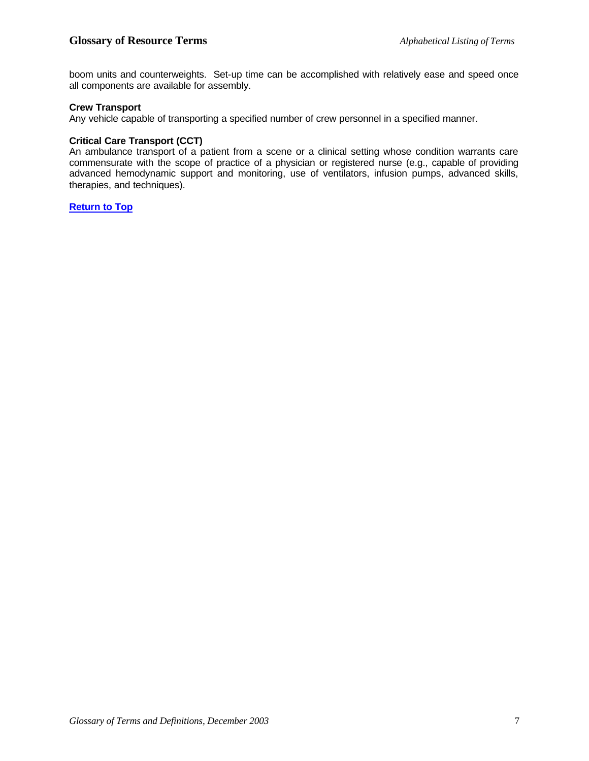boom units and counterweights. Set-up time can be accomplished with relatively ease and speed once all components are available for assembly.

**Crew Transport**
Any vehicle capable of transporting a specified number of crew personnel in a specified manner.

**Critical Care Transport (CCT)**
An ambulance transport of a patient from a scene or a clinical setting whose condition warrants care commensurate with the scope of practice of a physician or registered nurse (e.g., capable of providing advanced hemodynamic support and monitoring, use of ventilators, infusion pumps, advanced skills, therapies, and techniques).

**Return to Top**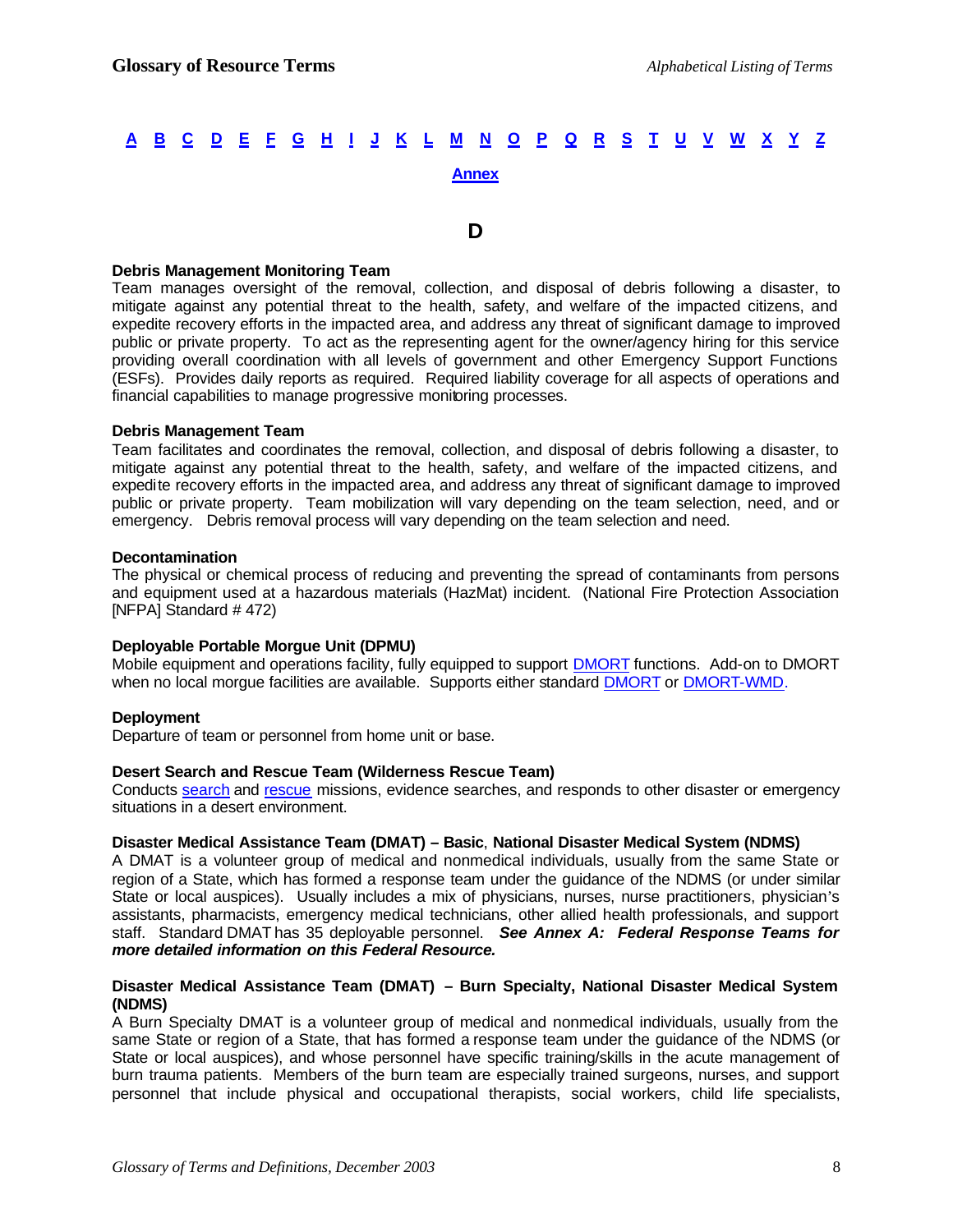[A](#) [B](#) [C](#) [D](#) [E](#) [F](#) [G](#) [H](#) [I](#) [J](#) [K](#) [L](#) [M](#) [N](#) [O](#) [P](#) [Q](#) [R](#) [S](#) [T](#) [U](#) [V](#) [W](#) [X](#) [Y](#) [Z](#)

[Annex](#)

# D

**Debris Management Monitoring Team**
Team manages oversight of the removal, collection, and disposal of debris following a disaster, to mitigate against any potential threat to the health, safety, and welfare of the impacted citizens, and expedite recovery efforts in the impacted area, and address any threat of significant damage to improved public or private property. To act as the representing agent for the owner/agency hiring for this service providing overall coordination with all levels of government and other Emergency Support Functions (ESFs). Provides daily reports as required. Required liability coverage for all aspects of operations and financial capabilities to manage progressive monitoring processes.

**Debris Management Team**
Team facilitates and coordinates the removal, collection, and disposal of debris following a disaster, to mitigate against any potential threat to the health, safety, and welfare of the impacted citizens, and expedite recovery efforts in the impacted area, and address any threat of significant damage to improved public or private property. Team mobilization will vary depending on the team selection, need, and or emergency. Debris removal process will vary depending on the team selection and need.

**Decontamination**
The physical or chemical process of reducing and preventing the spread of contaminants from persons and equipment used at a hazardous materials (HazMat) incident. (National Fire Protection Association [NFPA] Standard # 472)

**Deployable Portable Morgue Unit (DPMU)**
Mobile equipment and operations facility, fully equipped to support [DMORT](#) functions. Add-on to DMORT when no local morgue facilities are available. Supports either standard [DMORT](#) or [DMORT-WMD](#).

**Deployment**
Departure of team or personnel from home unit or base.

**Desert Search and Rescue Team (Wilderness Rescue Team)**
Conducts [search](#) and [rescue](#) missions, evidence searches, and responds to other disaster or emergency situations in a desert environment.

**Disaster Medical Assistance Team (DMAT) – Basic, National Disaster Medical System (NDMS)**
A DMAT is a volunteer group of medical and nonmedical individuals, usually from the same State or region of a State, which has formed a response team under the guidance of the NDMS (or under similar State or local auspices). Usually includes a mix of physicians, nurses, nurse practitioners, physician's assistants, pharmacists, emergency medical technicians, other allied health professionals, and support staff. Standard DMAT has 35 deployable personnel. ***See Annex A: Federal Response Teams for more detailed information on this Federal Resource.***

**Disaster Medical Assistance Team (DMAT) – Burn Specialty, National Disaster Medical System (NDMS)**
A Burn Specialty DMAT is a volunteer group of medical and nonmedical individuals, usually from the same State or region of a State, that has formed a response team under the guidance of the NDMS (or State or local auspices), and whose personnel have specific training/skills in the acute management of burn trauma patients. Members of the burn team are especially trained surgeons, nurses, and support personnel that include physical and occupational therapists, social workers, child life specialists,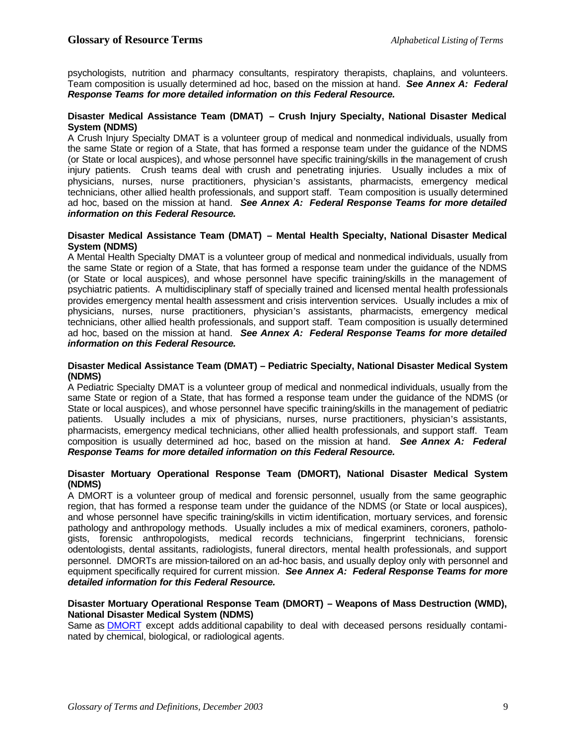psychologists, nutrition and pharmacy consultants, respiratory therapists, chaplains, and volunteers. Team composition is usually determined ad hoc, based on the mission at hand. ***See Annex A: Federal Response Teams for more detailed information on this Federal Resource.***

**Disaster Medical Assistance Team (DMAT) – Crush Injury Specialty, National Disaster Medical System (NDMS)**

A Crush Injury Specialty DMAT is a volunteer group of medical and nonmedical individuals, usually from the same State or region of a State, that has formed a response team under the guidance of the NDMS (or State or local auspices), and whose personnel have specific training/skills in the management of crush injury patients. Crush teams deal with crush and penetrating injuries. Usually includes a mix of physicians, nurses, nurse practitioners, physician's assistants, pharmacists, emergency medical technicians, other allied health professionals, and support staff. Team composition is usually determined ad hoc, based on the mission at hand. ***See Annex A: Federal Response Teams for more detailed information on this Federal Resource.***

**Disaster Medical Assistance Team (DMAT) – Mental Health Specialty, National Disaster Medical System (NDMS)**

A Mental Health Specialty DMAT is a volunteer group of medical and nonmedical individuals, usually from the same State or region of a State, that has formed a response team under the guidance of the NDMS (or State or local auspices), and whose personnel have specific training/skills in the management of psychiatric patients. A multidisciplinary staff of specially trained and licensed mental health professionals provides emergency mental health assessment and crisis intervention services. Usually includes a mix of physicians, nurses, nurse practitioners, physician's assistants, pharmacists, emergency medical technicians, other allied health professionals, and support staff. Team composition is usually determined ad hoc, based on the mission at hand. ***See Annex A: Federal Response Teams for more detailed information on this Federal Resource.***

**Disaster Medical Assistance Team (DMAT) – Pediatric Specialty, National Disaster Medical System (NDMS)**

A Pediatric Specialty DMAT is a volunteer group of medical and nonmedical individuals, usually from the same State or region of a State, that has formed a response team under the guidance of the NDMS (or State or local auspices), and whose personnel have specific training/skills in the management of pediatric patients. Usually includes a mix of physicians, nurses, nurse practitioners, physician's assistants, pharmacists, emergency medical technicians, other allied health professionals, and support staff. Team composition is usually determined ad hoc, based on the mission at hand. ***See Annex A: Federal Response Teams for more detailed information on this Federal Resource.***

**Disaster Mortuary Operational Response Team (DMORT), National Disaster Medical System (NDMS)**

A DMORT is a volunteer group of medical and forensic personnel, usually from the same geographic region, that has formed a response team under the guidance of the NDMS (or State or local auspices), and whose personnel have specific training/skills in victim identification, mortuary services, and forensic pathology and anthropology methods. Usually includes a mix of medical examiners, coroners, pathologists, forensic anthropologists, medical records technicians, fingerprint technicians, forensic odentologists, dental assitants, radiologists, funeral directors, mental health professionals, and support personnel. DMORTs are mission-tailored on an ad-hoc basis, and usually deploy only with personnel and equipment specifically required for current mission. ***See Annex A: Federal Response Teams for more detailed information for this Federal Resource.***

**Disaster Mortuary Operational Response Team (DMORT) – Weapons of Mass Destruction (WMD), National Disaster Medical System (NDMS)**

Same as DMORT except adds additional capability to deal with deceased persons residually contaminated by chemical, biological, or radiological agents.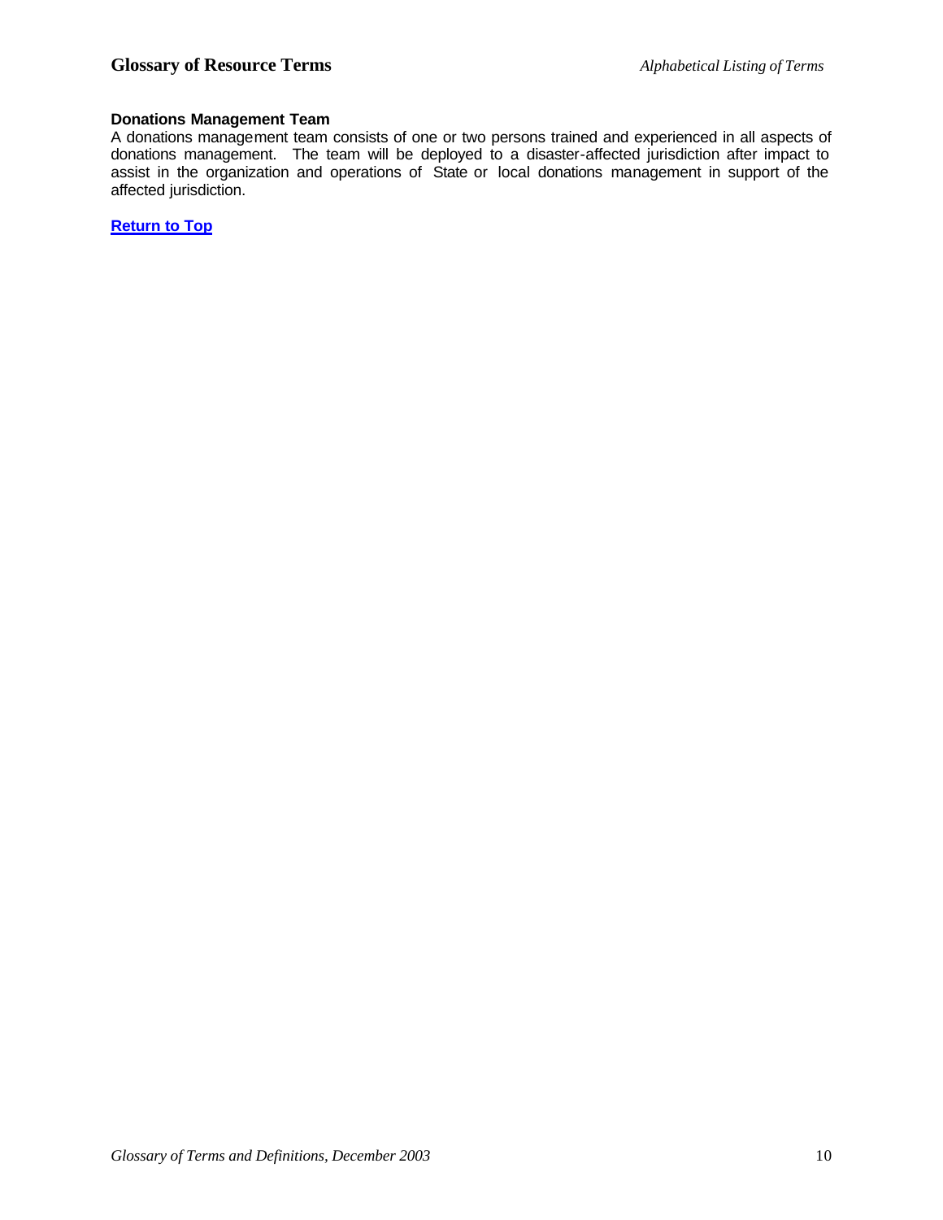**Donations Management Team**

A donations management team consists of one or two persons trained and experienced in all aspects of donations management. The team will be deployed to a disaster-affected jurisdiction after impact to assist in the organization and operations of State or local donations management in support of the affected jurisdiction.

**Return to Top**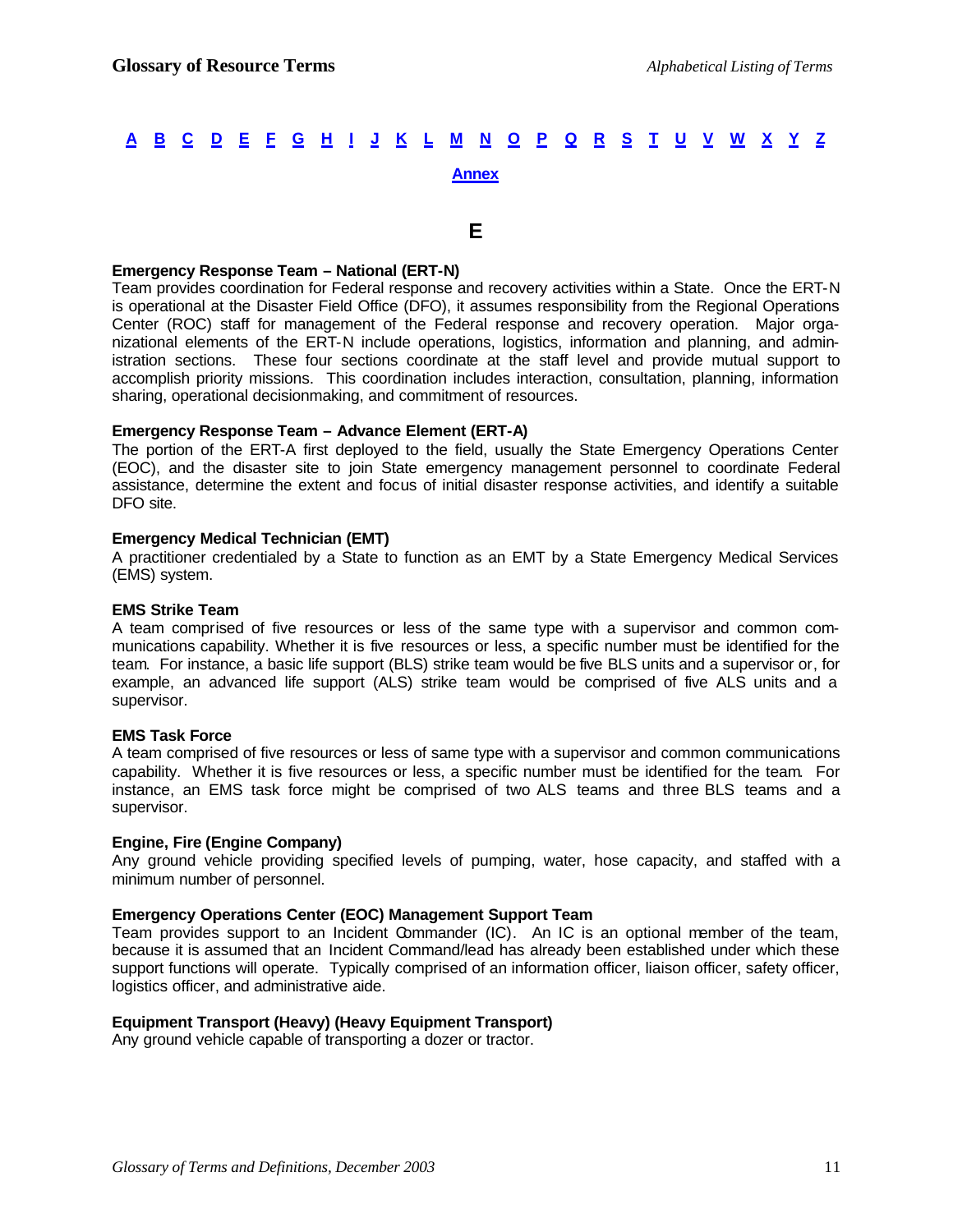[A](#) [B](#) [C](#) [D](#) [E](#) [F](#) [G](#) [H](#) [I](#) [J](#) [K](#) [L](#) [M](#) [N](#) [O](#) [P](#) [Q](#) [R](#) [S](#) [T](#) [U](#) [V](#) [W](#) [X](#) [Y](#) [Z](#)

[Annex](#)

# E

**Emergency Response Team – National (ERT-N)**
Team provides coordination for Federal response and recovery activities within a State. Once the ERT-N is operational at the Disaster Field Office (DFO), it assumes responsibility from the Regional Operations Center (ROC) staff for management of the Federal response and recovery operation. Major organizational elements of the ERT-N include operations, logistics, information and planning, and administration sections. These four sections coordinate at the staff level and provide mutual support to accomplish priority missions. This coordination includes interaction, consultation, planning, information sharing, operational decisionmaking, and commitment of resources.

**Emergency Response Team – Advance Element (ERT-A)**
The portion of the ERT-A first deployed to the field, usually the State Emergency Operations Center (EOC), and the disaster site to join State emergency management personnel to coordinate Federal assistance, determine the extent and focus of initial disaster response activities, and identify a suitable DFO site.

**Emergency Medical Technician (EMT)**
A practitioner credentialed by a State to function as an EMT by a State Emergency Medical Services (EMS) system.

**EMS Strike Team**
A team comprised of five resources or less of the same type with a supervisor and common communications capability. Whether it is five resources or less, a specific number must be identified for the team. For instance, a basic life support (BLS) strike team would be five BLS units and a supervisor or, for example, an advanced life support (ALS) strike team would be comprised of five ALS units and a supervisor.

**EMS Task Force**
A team comprised of five resources or less of same type with a supervisor and common communications capability. Whether it is five resources or less, a specific number must be identified for the team. For instance, an EMS task force might be comprised of two ALS teams and three BLS teams and a supervisor.

**Engine, Fire (Engine Company)**
Any ground vehicle providing specified levels of pumping, water, hose capacity, and staffed with a minimum number of personnel.

**Emergency Operations Center (EOC) Management Support Team**
Team provides support to an Incident Commander (IC). An IC is an optional member of the team, because it is assumed that an Incident Command/lead has already been established under which these support functions will operate. Typically comprised of an information officer, liaison officer, safety officer, logistics officer, and administrative aide.

**Equipment Transport (Heavy) (Heavy Equipment Transport)**
Any ground vehicle capable of transporting a dozer or tractor.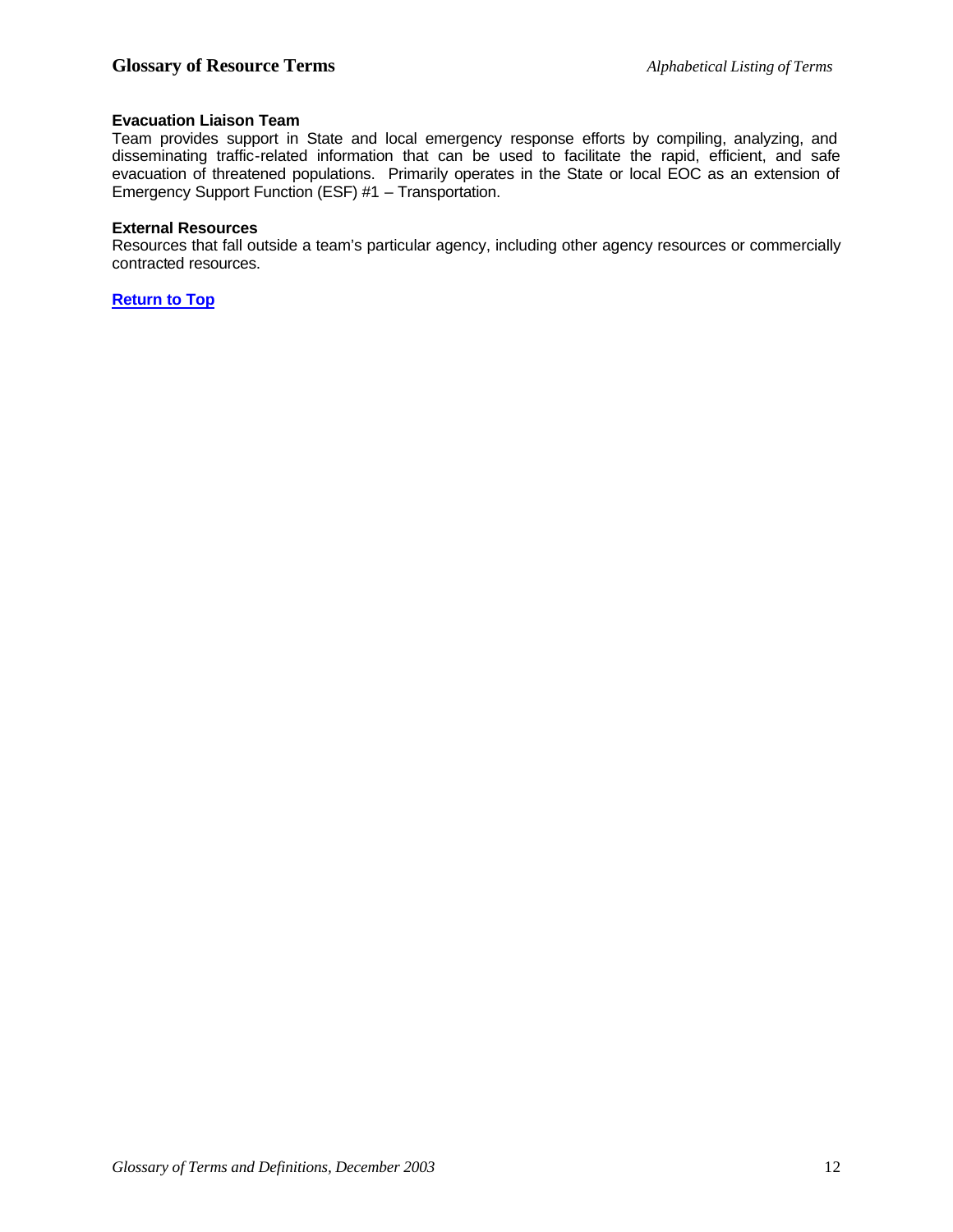**Evacuation Liaison Team**
Team provides support in State and local emergency response efforts by compiling, analyzing, and disseminating traffic-related information that can be used to facilitate the rapid, efficient, and safe evacuation of threatened populations. Primarily operates in the State or local EOC as an extension of Emergency Support Function (ESF) #1 – Transportation.

**External Resources**
Resources that fall outside a team's particular agency, including other agency resources or commercially contracted resources.

**Return to Top**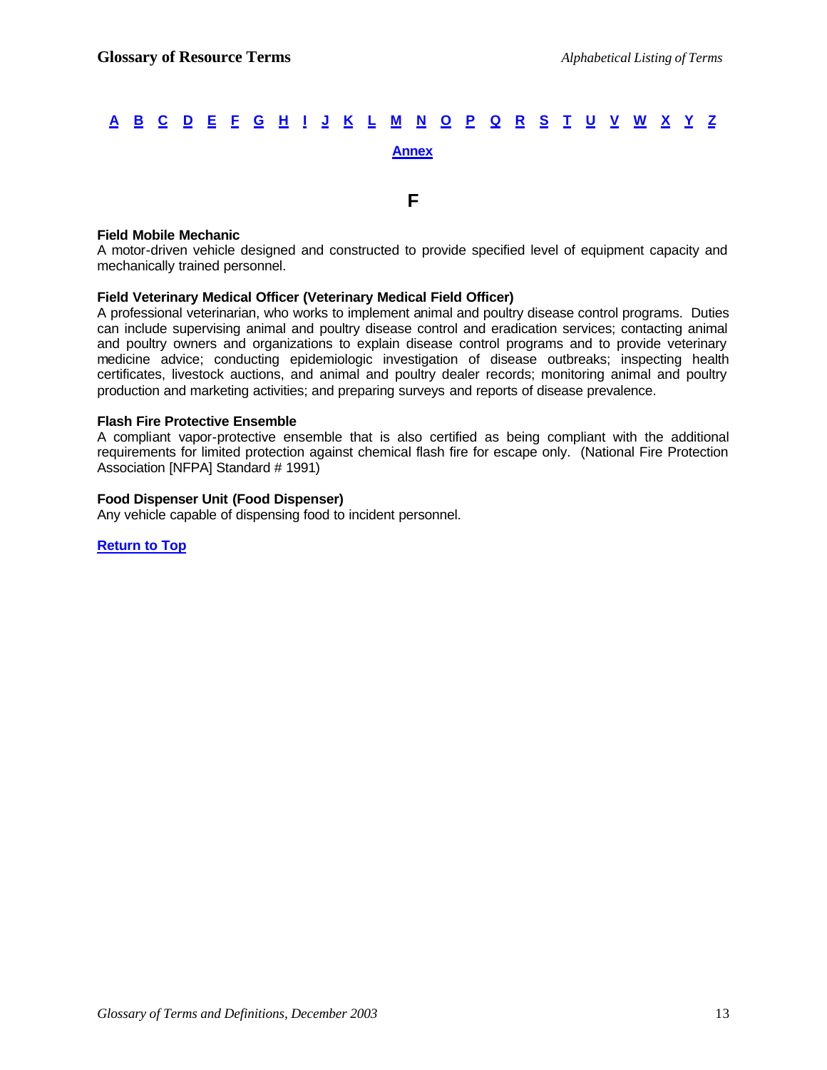A B C D E F G H I J K L M N O P Q R S T U V W X Y Z

Annex

## F

**Field Mobile Mechanic**
A motor-driven vehicle designed and constructed to provide specified level of equipment capacity and mechanically trained personnel.

**Field Veterinary Medical Officer (Veterinary Medical Field Officer)**
A professional veterinarian, who works to implement animal and poultry disease control programs. Duties can include supervising animal and poultry disease control and eradication services; contacting animal and poultry owners and organizations to explain disease control programs and to provide veterinary medicine advice; conducting epidemiologic investigation of disease outbreaks; inspecting health certificates, livestock auctions, and animal and poultry dealer records; monitoring animal and poultry production and marketing activities; and preparing surveys and reports of disease prevalence.

**Flash Fire Protective Ensemble**
A compliant vapor-protective ensemble that is also certified as being compliant with the additional requirements for limited protection against chemical flash fire for escape only. (National Fire Protection Association [NFPA] Standard # 1991)

**Food Dispenser Unit (Food Dispenser)**
Any vehicle capable of dispensing food to incident personnel.

Return to Top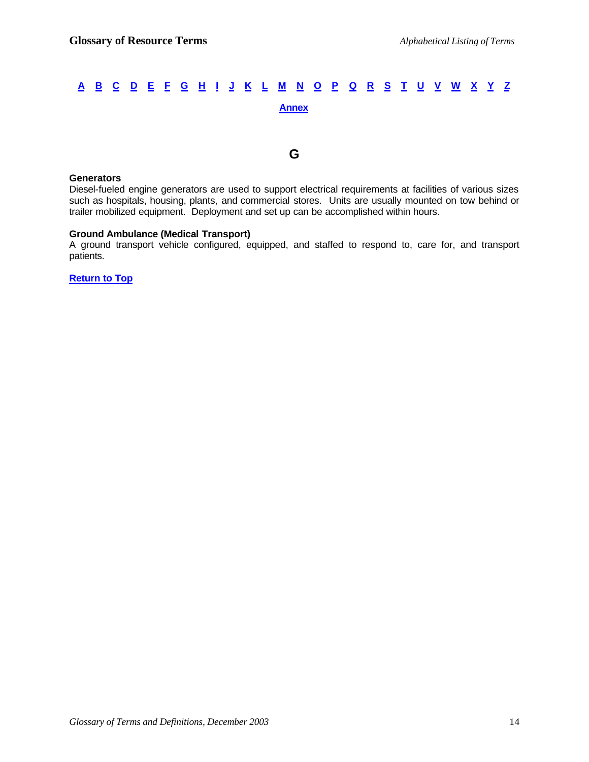A B C D E F G H I J K L M N O P Q R S T U V W X Y Z

Annex

## G

**Generators**

Diesel-fueled engine generators are used to support electrical requirements at facilities of various sizes such as hospitals, housing, plants, and commercial stores. Units are usually mounted on tow behind or trailer mobilized equipment. Deployment and set up can be accomplished within hours.

**Ground Ambulance (Medical Transport)**

A ground transport vehicle configured, equipped, and staffed to respond to, care for, and transport patients.

Return to Top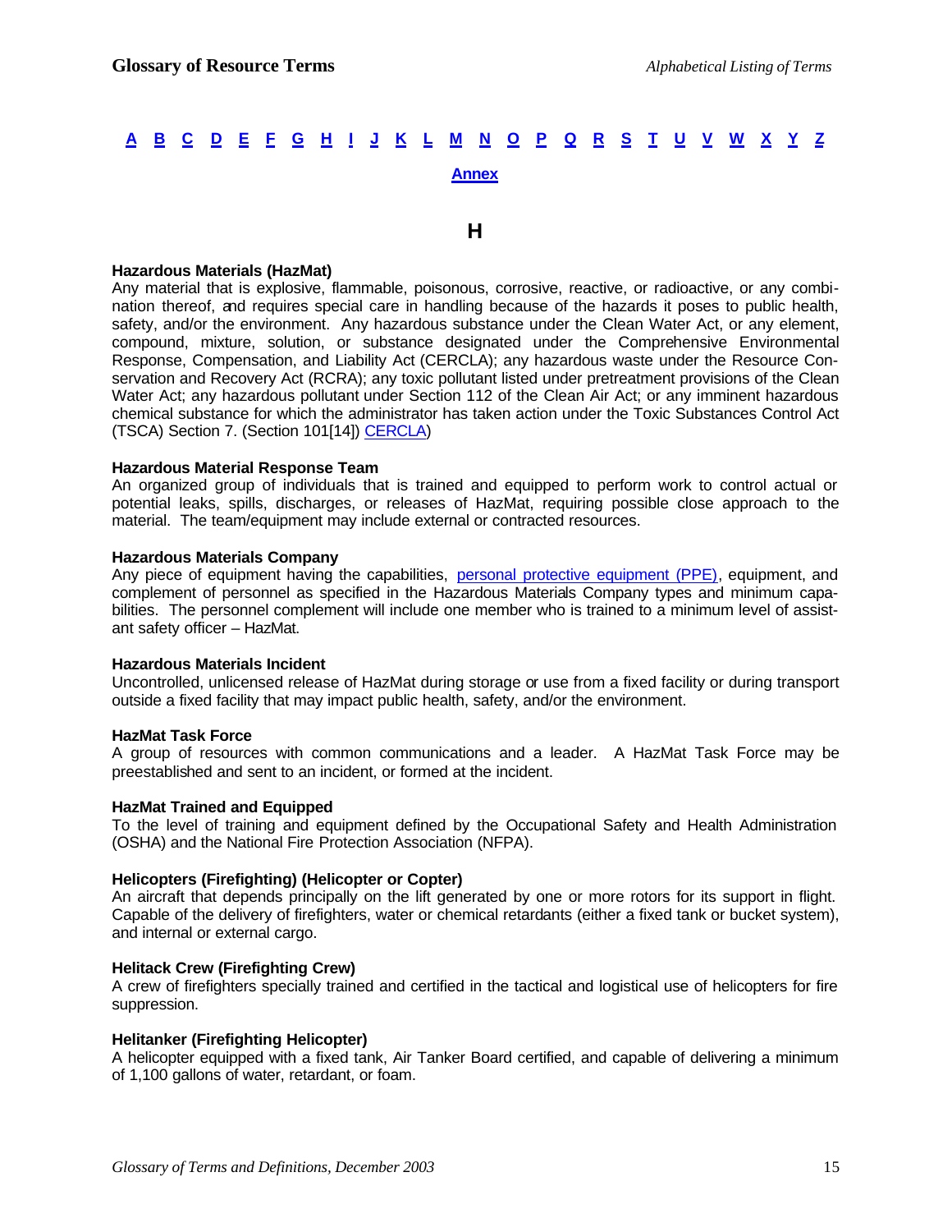[A](#) [B](#) [C](#) [D](#) [E](#) [F](#) [G](#) [H](#) [I](#) [J](#) [K](#) [L](#) [M](#) [N](#) [O](#) [P](#) [Q](#) [R](#) [S](#) [T](#) [U](#) [V](#) [W](#) [X](#) [Y](#) [Z](#)

[Annex](#)

## H

**Hazardous Materials (HazMat)**
Any material that is explosive, flammable, poisonous, corrosive, reactive, or radioactive, or any combination thereof, and requires special care in handling because of the hazards it poses to public health, safety, and/or the environment. Any hazardous substance under the Clean Water Act, or any element, compound, mixture, solution, or substance designated under the Comprehensive Environmental Response, Compensation, and Liability Act (CERCLA); any hazardous waste under the Resource Conservation and Recovery Act (RCRA); any toxic pollutant listed under pretreatment provisions of the Clean Water Act; any hazardous pollutant under Section 112 of the Clean Air Act; or any imminent hazardous chemical substance for which the administrator has taken action under the Toxic Substances Control Act (TSCA) Section 7. (Section 101[14]) [CERCLA](#))

**Hazardous Material Response Team**
An organized group of individuals that is trained and equipped to perform work to control actual or potential leaks, spills, discharges, or releases of HazMat, requiring possible close approach to the material. The team/equipment may include external or contracted resources.

**Hazardous Materials Company**
Any piece of equipment having the capabilities, [personal protective equipment (PPE)](#), equipment, and complement of personnel as specified in the Hazardous Materials Company types and minimum capabilities. The personnel complement will include one member who is trained to a minimum level of assistant safety officer – HazMat.

**Hazardous Materials Incident**
Uncontrolled, unlicensed release of HazMat during storage or use from a fixed facility or during transport outside a fixed facility that may impact public health, safety, and/or the environment.

**HazMat Task Force**
A group of resources with common communications and a leader. A HazMat Task Force may be preestablished and sent to an incident, or formed at the incident.

**HazMat Trained and Equipped**
To the level of training and equipment defined by the Occupational Safety and Health Administration (OSHA) and the National Fire Protection Association (NFPA).

**Helicopters (Firefighting) (Helicopter or Copter)**
An aircraft that depends principally on the lift generated by one or more rotors for its support in flight. Capable of the delivery of firefighters, water or chemical retardants (either a fixed tank or bucket system), and internal or external cargo.

**Helitack Crew (Firefighting Crew)**
A crew of firefighters specially trained and certified in the tactical and logistical use of helicopters for fire suppression.

**Helitanker (Firefighting Helicopter)**
A helicopter equipped with a fixed tank, Air Tanker Board certified, and capable of delivering a minimum of 1,100 gallons of water, retardant, or foam.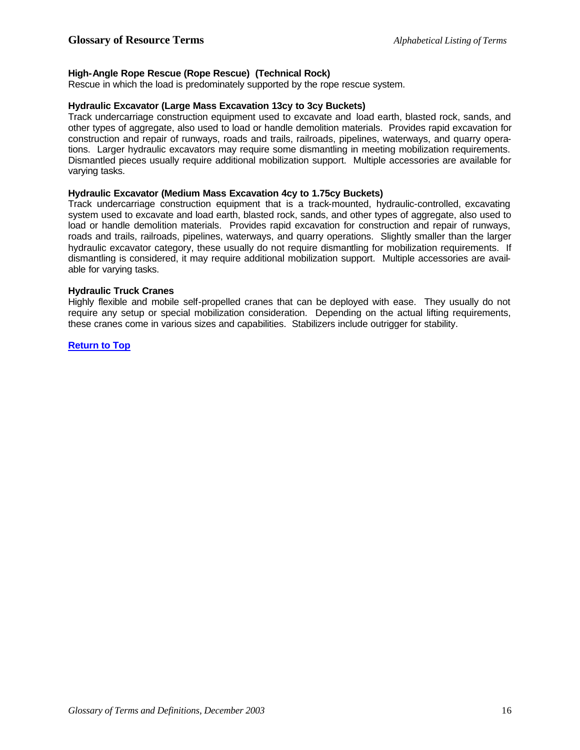**High-Angle Rope Rescue (Rope Rescue) (Technical Rock)**
Rescue in which the load is predominately supported by the rope rescue system.

**Hydraulic Excavator (Large Mass Excavation 13cy to 3cy Buckets)**
Track undercarriage construction equipment used to excavate and load earth, blasted rock, sands, and other types of aggregate, also used to load or handle demolition materials. Provides rapid excavation for construction and repair of runways, roads and trails, railroads, pipelines, waterways, and quarry operations. Larger hydraulic excavators may require some dismantling in meeting mobilization requirements. Dismantled pieces usually require additional mobilization support. Multiple accessories are available for varying tasks.

**Hydraulic Excavator (Medium Mass Excavation 4cy to 1.75cy Buckets)**
Track undercarriage construction equipment that is a track-mounted, hydraulic-controlled, excavating system used to excavate and load earth, blasted rock, sands, and other types of aggregate, also used to load or handle demolition materials. Provides rapid excavation for construction and repair of runways, roads and trails, railroads, pipelines, waterways, and quarry operations. Slightly smaller than the larger hydraulic excavator category, these usually do not require dismantling for mobilization requirements. If dismantling is considered, it may require additional mobilization support. Multiple accessories are available for varying tasks.

**Hydraulic Truck Cranes**
Highly flexible and mobile self-propelled cranes that can be deployed with ease. They usually do not require any setup or special mobilization consideration. Depending on the actual lifting requirements, these cranes come in various sizes and capabilities. Stabilizers include outrigger for stability.

**Return to Top**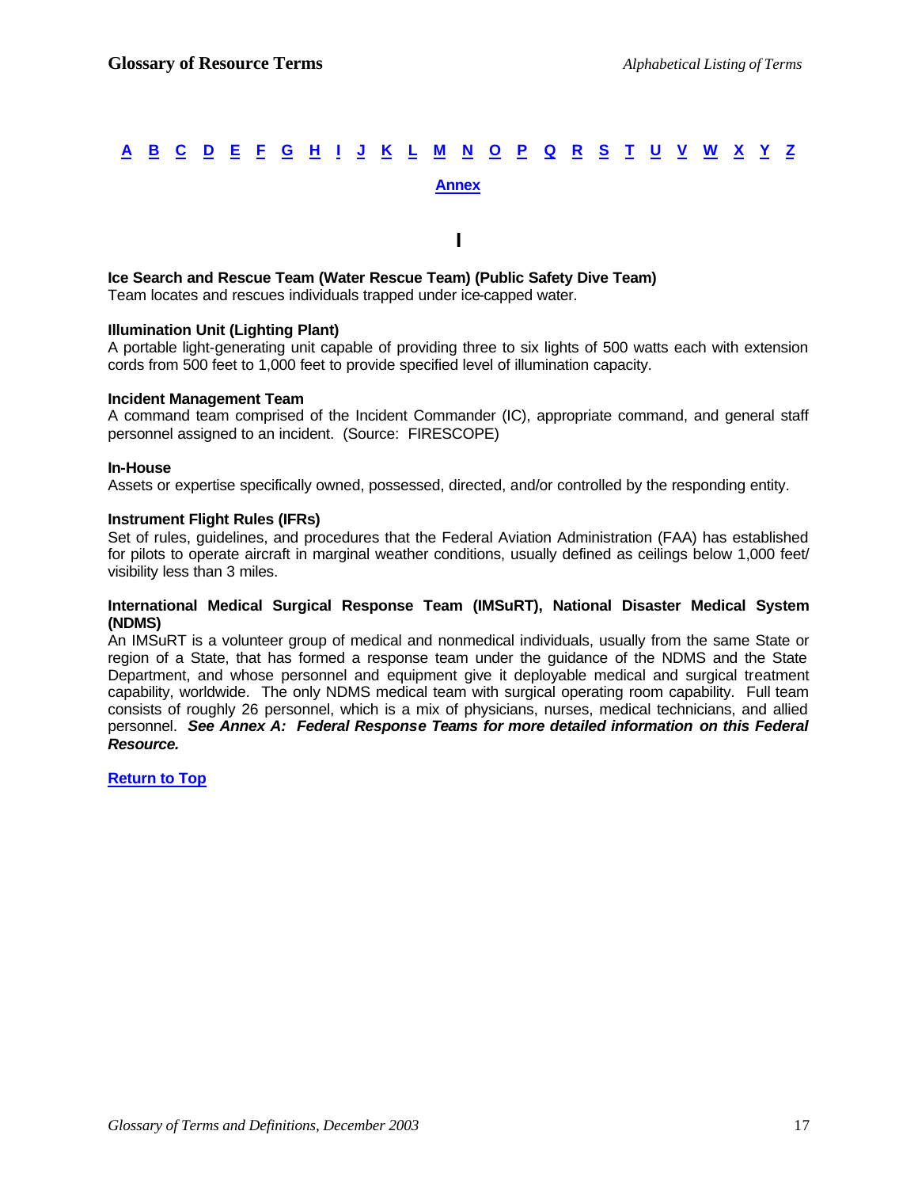A B C D E F G H I J K L M N O P Q R S T U V W X Y Z

Annex

# I

**Ice Search and Rescue Team (Water Rescue Team) (Public Safety Dive Team)**
Team locates and rescues individuals trapped under ice-capped water.

**Illumination Unit (Lighting Plant)**
A portable light-generating unit capable of providing three to six lights of 500 watts each with extension cords from 500 feet to 1,000 feet to provide specified level of illumination capacity.

**Incident Management Team**
A command team comprised of the Incident Commander (IC), appropriate command, and general staff personnel assigned to an incident. (Source: FIRESCOPE)

**In-House**
Assets or expertise specifically owned, possessed, directed, and/or controlled by the responding entity.

**Instrument Flight Rules (IFRs)**
Set of rules, guidelines, and procedures that the Federal Aviation Administration (FAA) has established for pilots to operate aircraft in marginal weather conditions, usually defined as ceilings below 1,000 feet/ visibility less than 3 miles.

**International Medical Surgical Response Team (IMSuRT), National Disaster Medical System (NDMS)**
An IMSuRT is a volunteer group of medical and nonmedical individuals, usually from the same State or region of a State, that has formed a response team under the guidance of the NDMS and the State Department, and whose personnel and equipment give it deployable medical and surgical treatment capability, worldwide. The only NDMS medical team with surgical operating room capability. Full team consists of roughly 26 personnel, which is a mix of physicians, nurses, medical technicians, and allied personnel. ***See Annex A: Federal Response Teams for more detailed information on this Federal Resource.***

Return to Top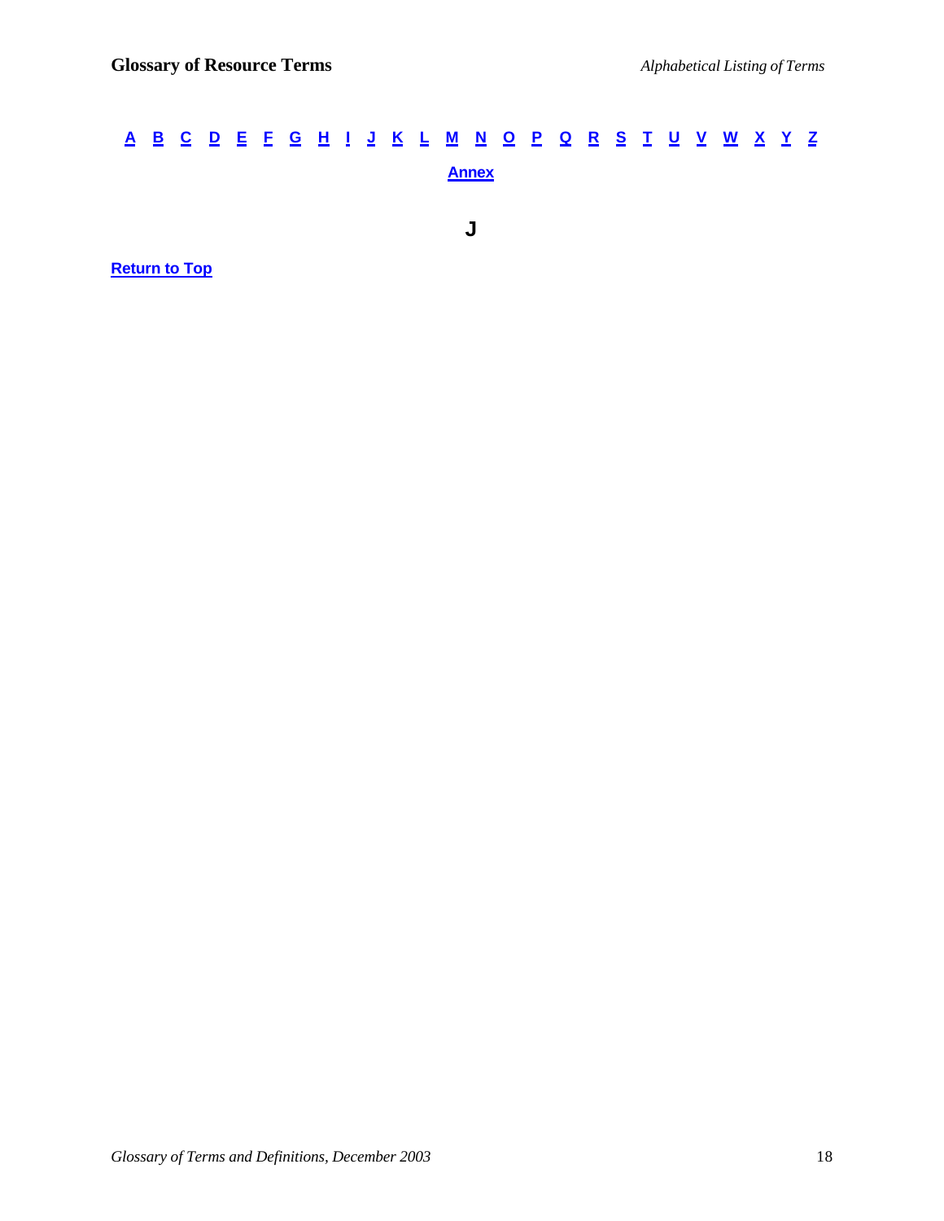A B C D E F G H I J K L M N O P Q R S T U V W X Y Z

Annex

## J

Return to Top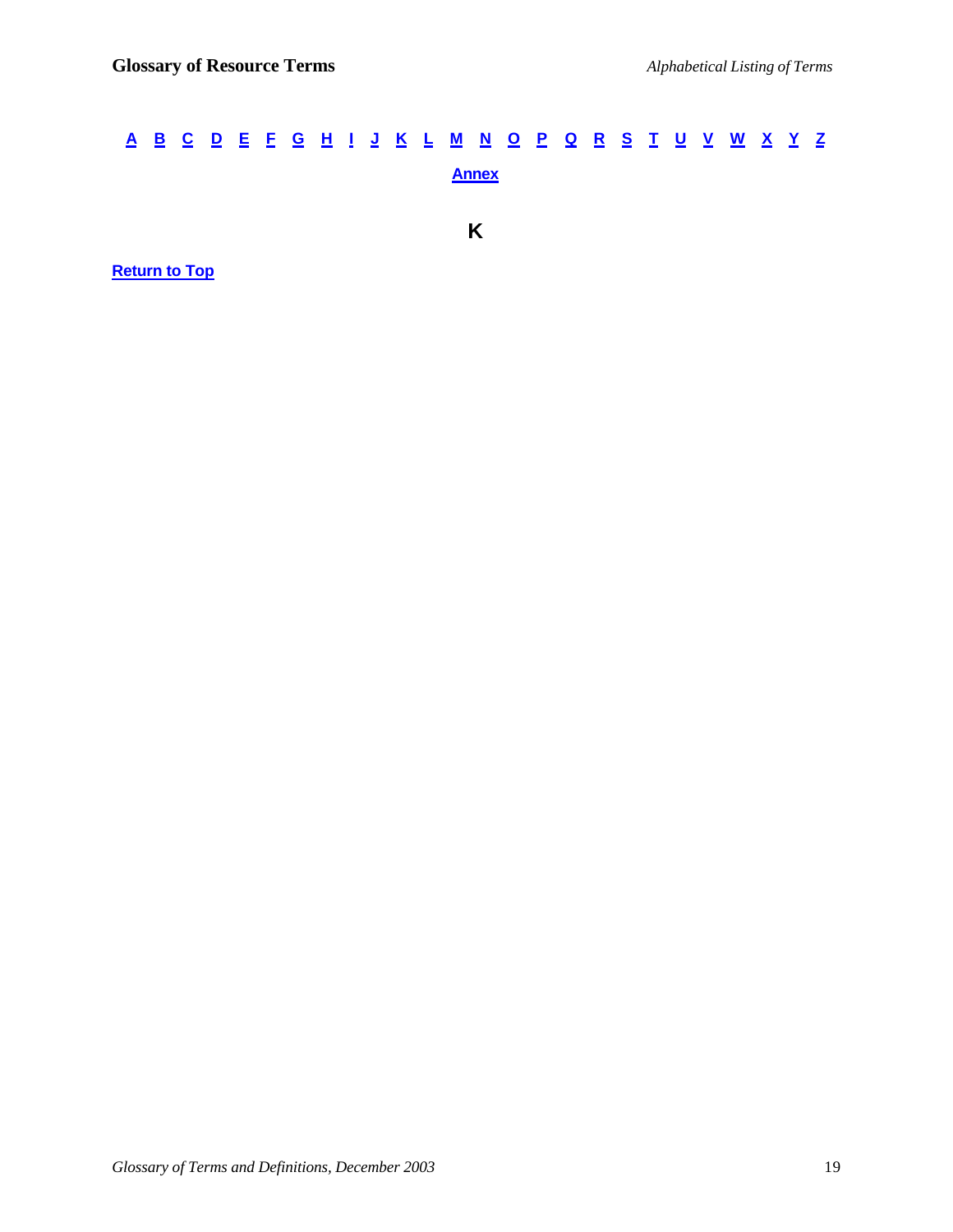A B C D E F G H I J K L M N O P Q R S T U V W X Y Z

Annex

## K

Return to Top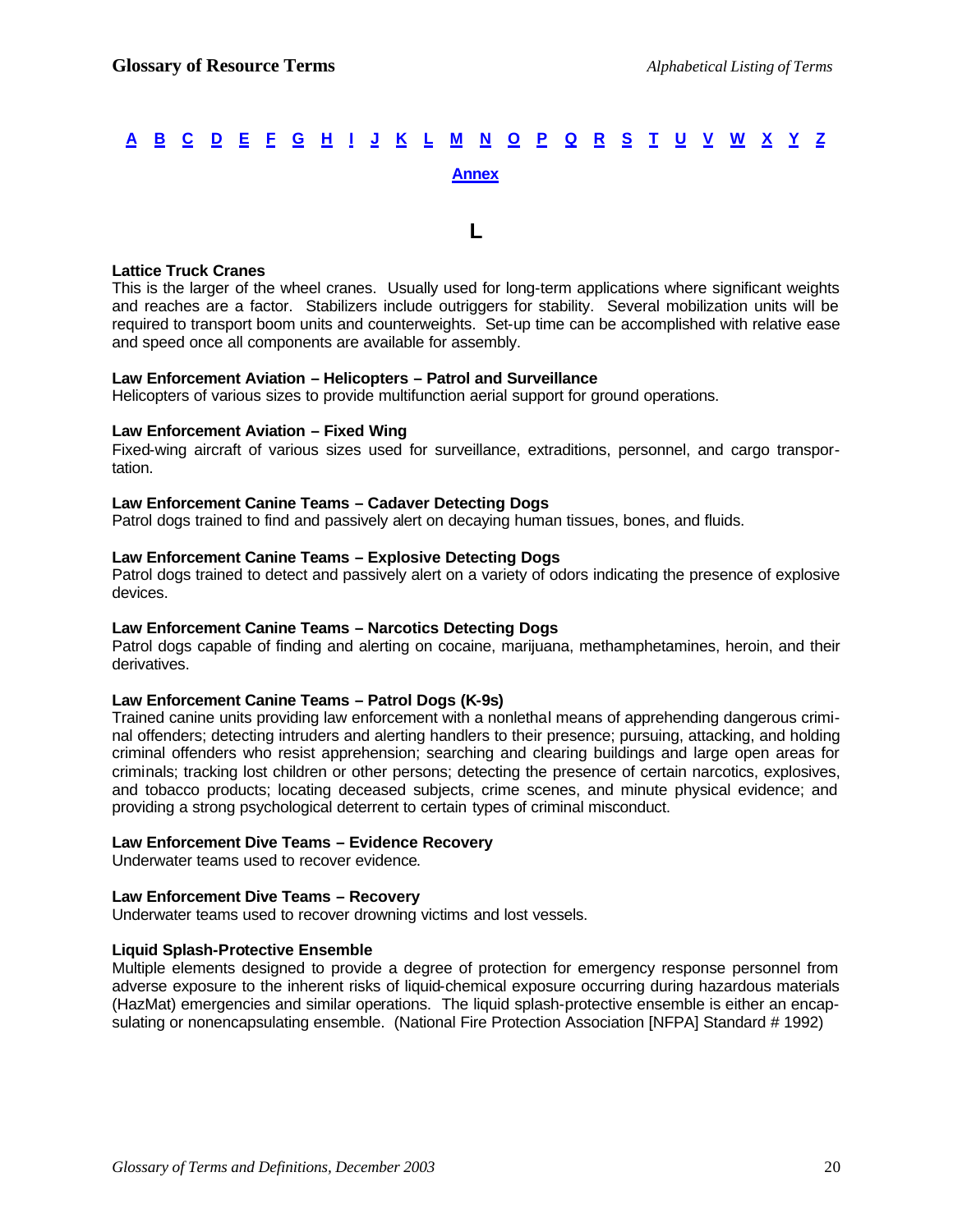[A](#) [B](#) [C](#) [D](#) [E](#) [F](#) [G](#) [H](#) [I](#) [J](#) [K](#) [L](#) [M](#) [N](#) [O](#) [P](#) [Q](#) [R](#) [S](#) [T](#) [U](#) [V](#) [W](#) [X](#) [Y](#) [Z](#)

[Annex](#)

## L

**Lattice Truck Cranes**
This is the larger of the wheel cranes. Usually used for long-term applications where significant weights and reaches are a factor. Stabilizers include outriggers for stability. Several mobilization units will be required to transport boom units and counterweights. Set-up time can be accomplished with relative ease and speed once all components are available for assembly.

**Law Enforcement Aviation – Helicopters – Patrol and Surveillance**
Helicopters of various sizes to provide multifunction aerial support for ground operations.

**Law Enforcement Aviation – Fixed Wing**
Fixed-wing aircraft of various sizes used for surveillance, extraditions, personnel, and cargo transportation.

**Law Enforcement Canine Teams – Cadaver Detecting Dogs**
Patrol dogs trained to find and passively alert on decaying human tissues, bones, and fluids.

**Law Enforcement Canine Teams – Explosive Detecting Dogs**
Patrol dogs trained to detect and passively alert on a variety of odors indicating the presence of explosive devices.

**Law Enforcement Canine Teams – Narcotics Detecting Dogs**
Patrol dogs capable of finding and alerting on cocaine, marijuana, methamphetamines, heroin, and their derivatives.

**Law Enforcement Canine Teams – Patrol Dogs (K-9s)**
Trained canine units providing law enforcement with a nonlethal means of apprehending dangerous criminal offenders; detecting intruders and alerting handlers to their presence; pursuing, attacking, and holding criminal offenders who resist apprehension; searching and clearing buildings and large open areas for criminals; tracking lost children or other persons; detecting the presence of certain narcotics, explosives, and tobacco products; locating deceased subjects, crime scenes, and minute physical evidence; and providing a strong psychological deterrent to certain types of criminal misconduct.

**Law Enforcement Dive Teams – Evidence Recovery**
Underwater teams used to recover evidence.

**Law Enforcement Dive Teams – Recovery**
Underwater teams used to recover drowning victims and lost vessels.

**Liquid Splash-Protective Ensemble**
Multiple elements designed to provide a degree of protection for emergency response personnel from adverse exposure to the inherent risks of liquid-chemical exposure occurring during hazardous materials (HazMat) emergencies and similar operations. The liquid splash-protective ensemble is either an encapsulating or nonencapsulating ensemble. (National Fire Protection Association [NFPA] Standard # 1992)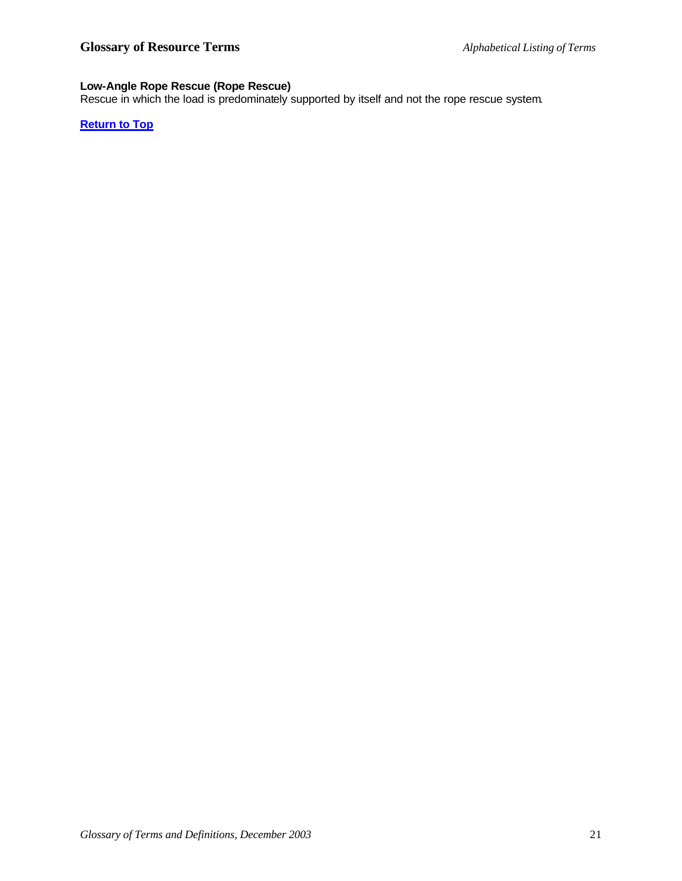**Low-Angle Rope Rescue (Rope Rescue)**
Rescue in which the load is predominately supported by itself and not the rope rescue system.

**Return to Top**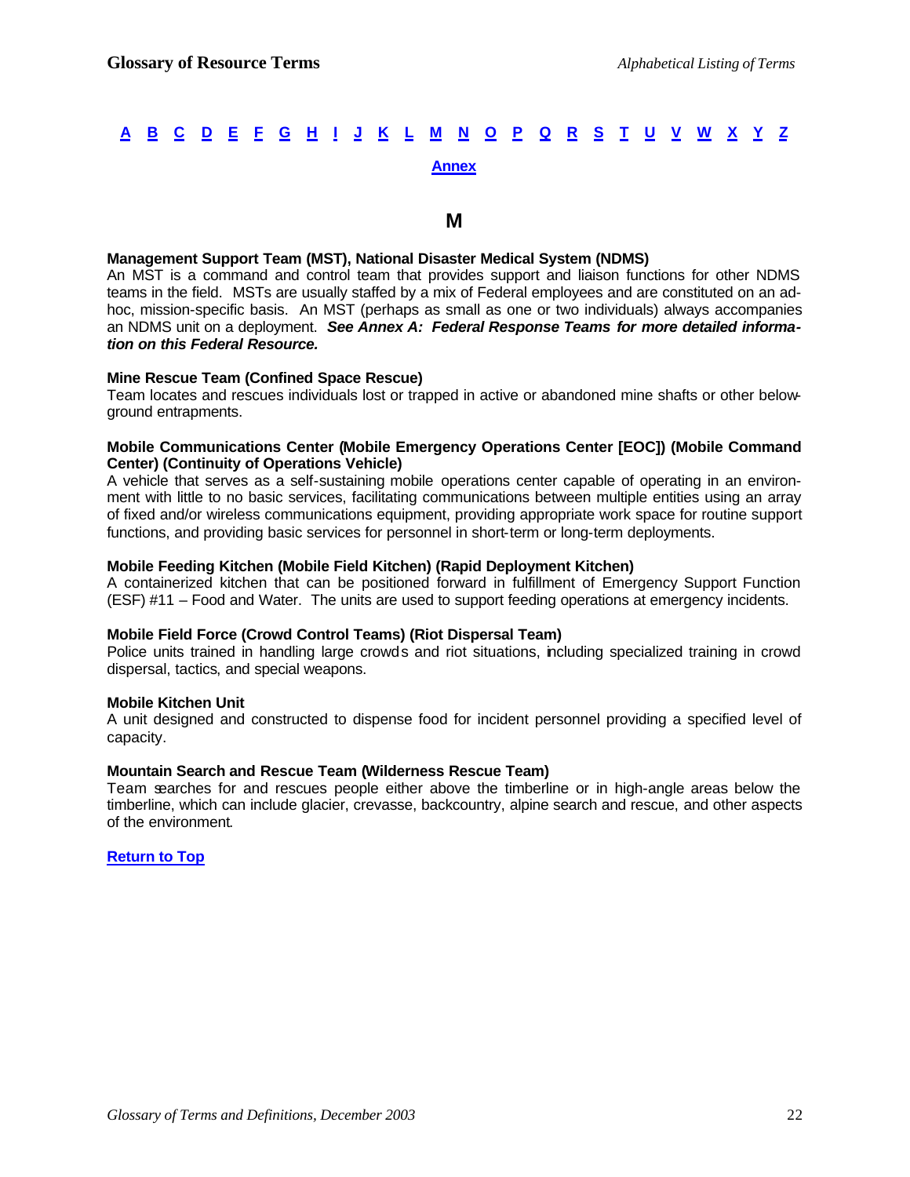[A](#) [B](#) [C](#) [D](#) [E](#) [F](#) [G](#) [H](#) [I](#) [J](#) [K](#) [L](#) [M](#) [N](#) [O](#) [P](#) [Q](#) [R](#) [S](#) [T](#) [U](#) [V](#) [W](#) [X](#) [Y](#) [Z](#)

[Annex](#)

# M

**Management Support Team (MST), National Disaster Medical System (NDMS)**
An MST is a command and control team that provides support and liaison functions for other NDMS teams in the field. MSTs are usually staffed by a mix of Federal employees and are constituted on an ad-hoc, mission-specific basis. An MST (perhaps as small as one or two individuals) always accompanies an NDMS unit on a deployment. ***See Annex A: Federal Response Teams for more detailed information on this Federal Resource.***

**Mine Rescue Team (Confined Space Rescue)**
Team locates and rescues individuals lost or trapped in active or abandoned mine shafts or other below-ground entrapments.

**Mobile Communications Center (Mobile Emergency Operations Center [EOC]) (Mobile Command Center) (Continuity of Operations Vehicle)**
A vehicle that serves as a self-sustaining mobile operations center capable of operating in an environment with little to no basic services, facilitating communications between multiple entities using an array of fixed and/or wireless communications equipment, providing appropriate work space for routine support functions, and providing basic services for personnel in short-term or long-term deployments.

**Mobile Feeding Kitchen (Mobile Field Kitchen) (Rapid Deployment Kitchen)**
A containerized kitchen that can be positioned forward in fulfillment of Emergency Support Function (ESF) #11 – Food and Water. The units are used to support feeding operations at emergency incidents.

**Mobile Field Force (Crowd Control Teams) (Riot Dispersal Team)**
Police units trained in handling large crowds and riot situations, including specialized training in crowd dispersal, tactics, and special weapons.

**Mobile Kitchen Unit**
A unit designed and constructed to dispense food for incident personnel providing a specified level of capacity.

**Mountain Search and Rescue Team (Wilderness Rescue Team)**
Team searches for and rescues people either above the timberline or in high-angle areas below the timberline, which can include glacier, crevasse, backcountry, alpine search and rescue, and other aspects of the environment.

[Return to Top](#)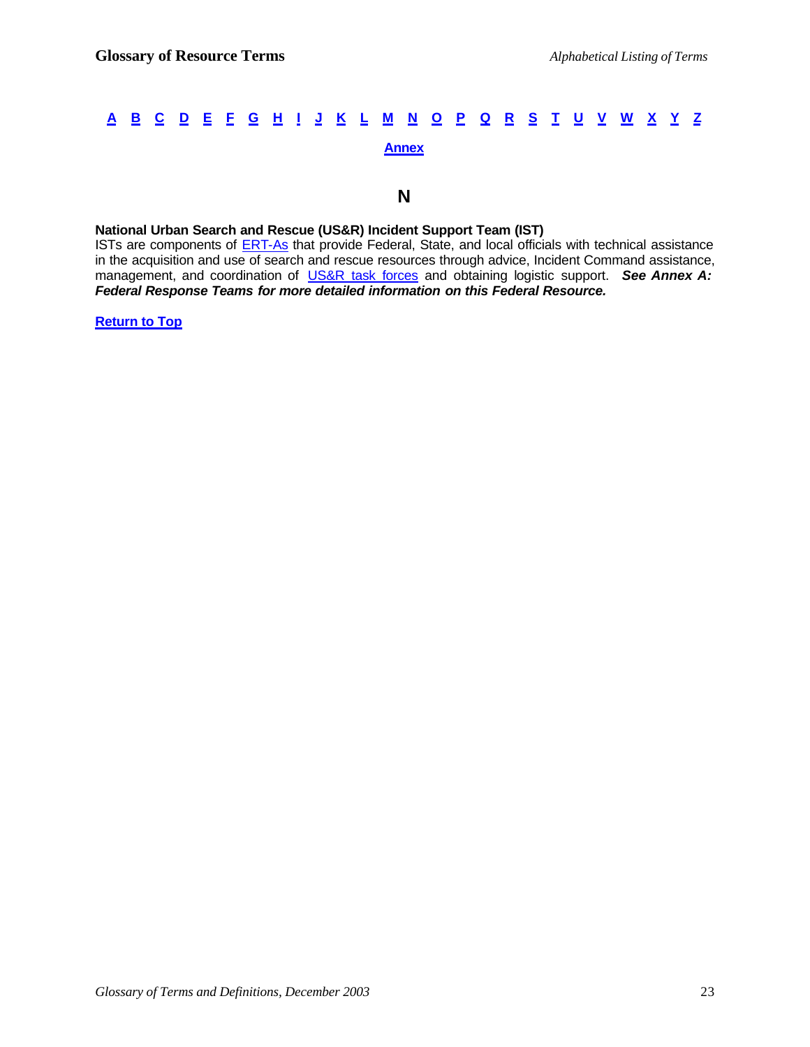A B C D E F G H I J K L M N O P Q R S T U V W X Y Z

Annex

# N

**National Urban Search and Rescue (US&R) Incident Support Team (IST)**
ISTs are components of ERT-As that provide Federal, State, and local officials with technical assistance in the acquisition and use of search and rescue resources through advice, Incident Command assistance, management, and coordination of US&R task forces and obtaining logistic support. ***See Annex A: Federal Response Teams for more detailed information on this Federal Resource.***

**Return to Top**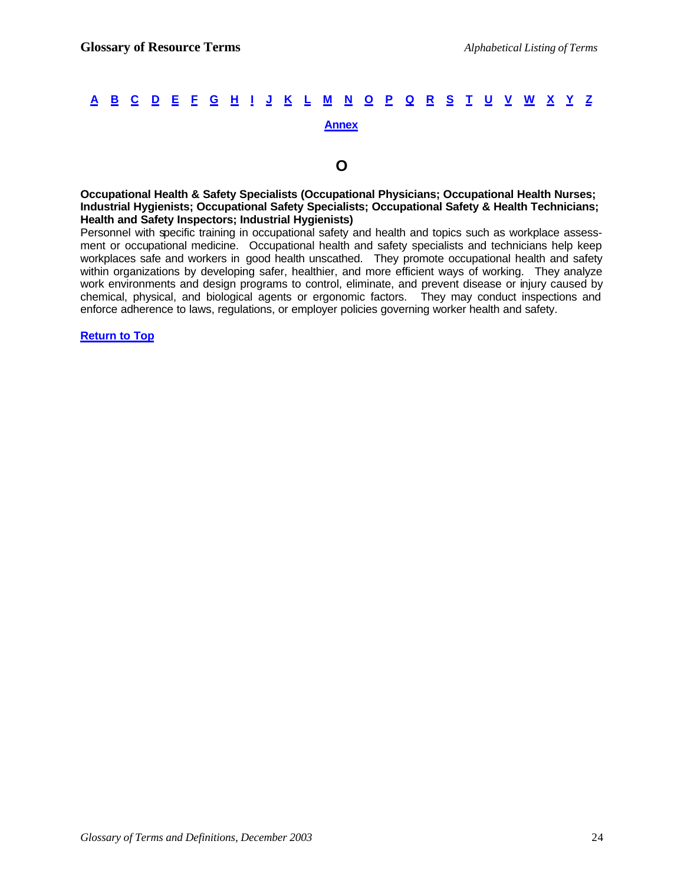**A B C D E F G H I J K L M N O P Q R S T U V W X Y Z**

**Annex**

## O

**Occupational Health & Safety Specialists (Occupational Physicians; Occupational Health Nurses; Industrial Hygienists; Occupational Safety Specialists; Occupational Safety & Health Technicians; Health and Safety Inspectors; Industrial Hygienists)**

Personnel with specific training in occupational safety and health and topics such as workplace assessment or occupational medicine. Occupational health and safety specialists and technicians help keep workplaces safe and workers in good health unscathed. They promote occupational health and safety within organizations by developing safer, healthier, and more efficient ways of working. They analyze work environments and design programs to control, eliminate, and prevent disease or injury caused by chemical, physical, and biological agents or ergonomic factors. They may conduct inspections and enforce adherence to laws, regulations, or employer policies governing worker health and safety.

**Return to Top**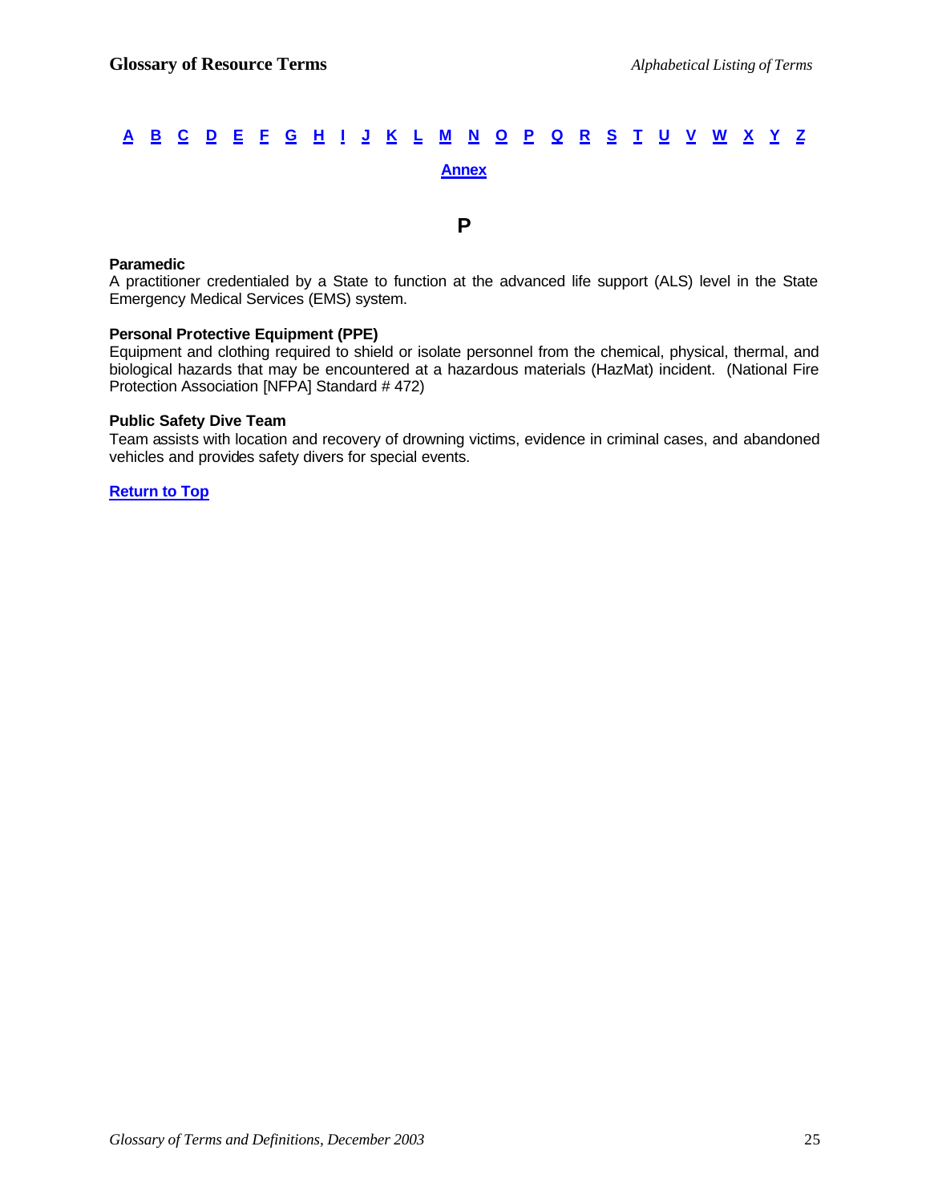A B C D E F G H I J K L M N O P Q R S T U V W X Y Z

Annex

# P

**Paramedic**
A practitioner credentialed by a State to function at the advanced life support (ALS) level in the State Emergency Medical Services (EMS) system.

**Personal Protective Equipment (PPE)**
Equipment and clothing required to shield or isolate personnel from the chemical, physical, thermal, and biological hazards that may be encountered at a hazardous materials (HazMat) incident. (National Fire Protection Association [NFPA] Standard # 472)

**Public Safety Dive Team**
Team assists with location and recovery of drowning victims, evidence in criminal cases, and abandoned vehicles and provides safety divers for special events.

Return to Top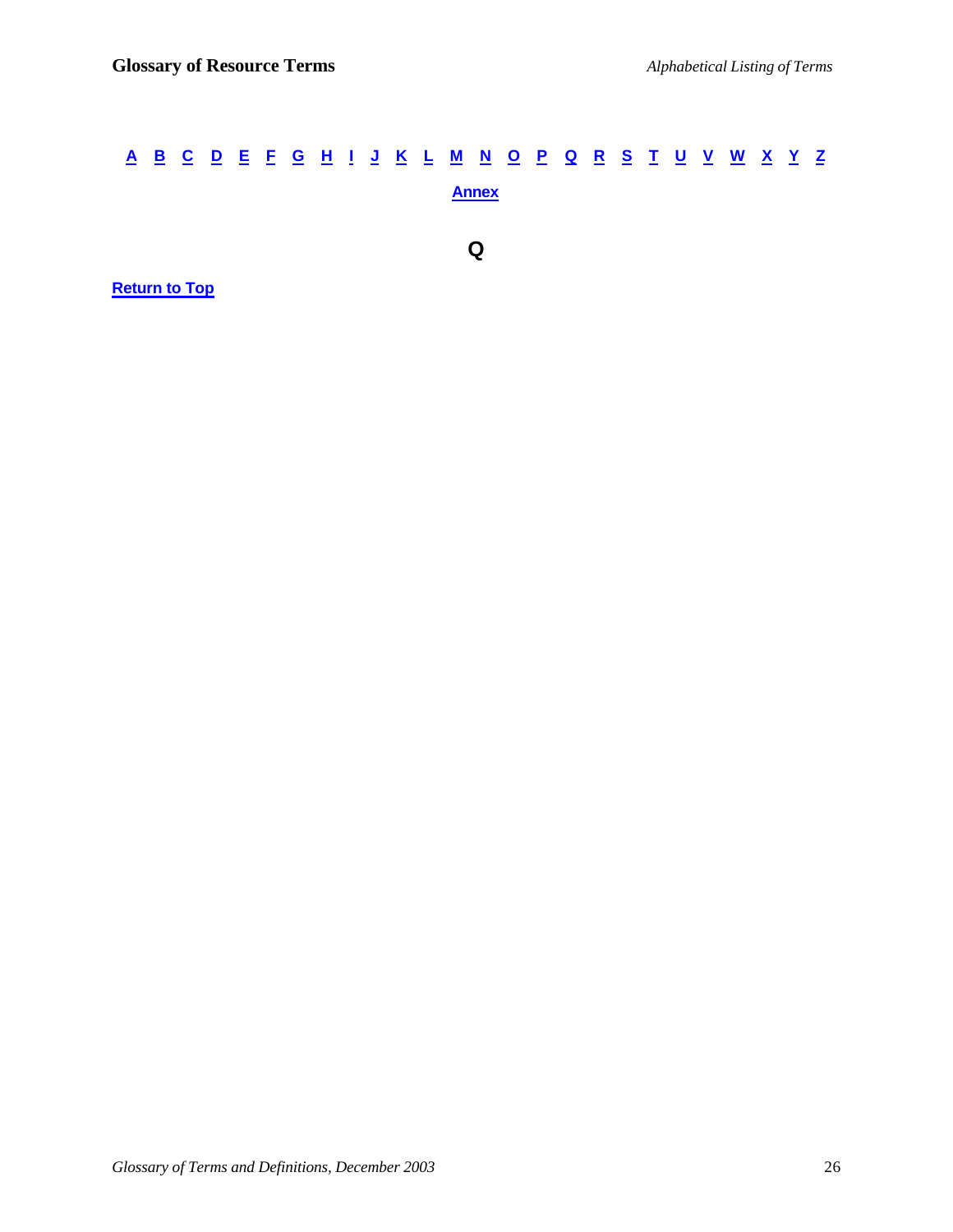A B C D E F G H I J K L M N O P Q R S T U V W X Y Z

Annex

## Q

Return to Top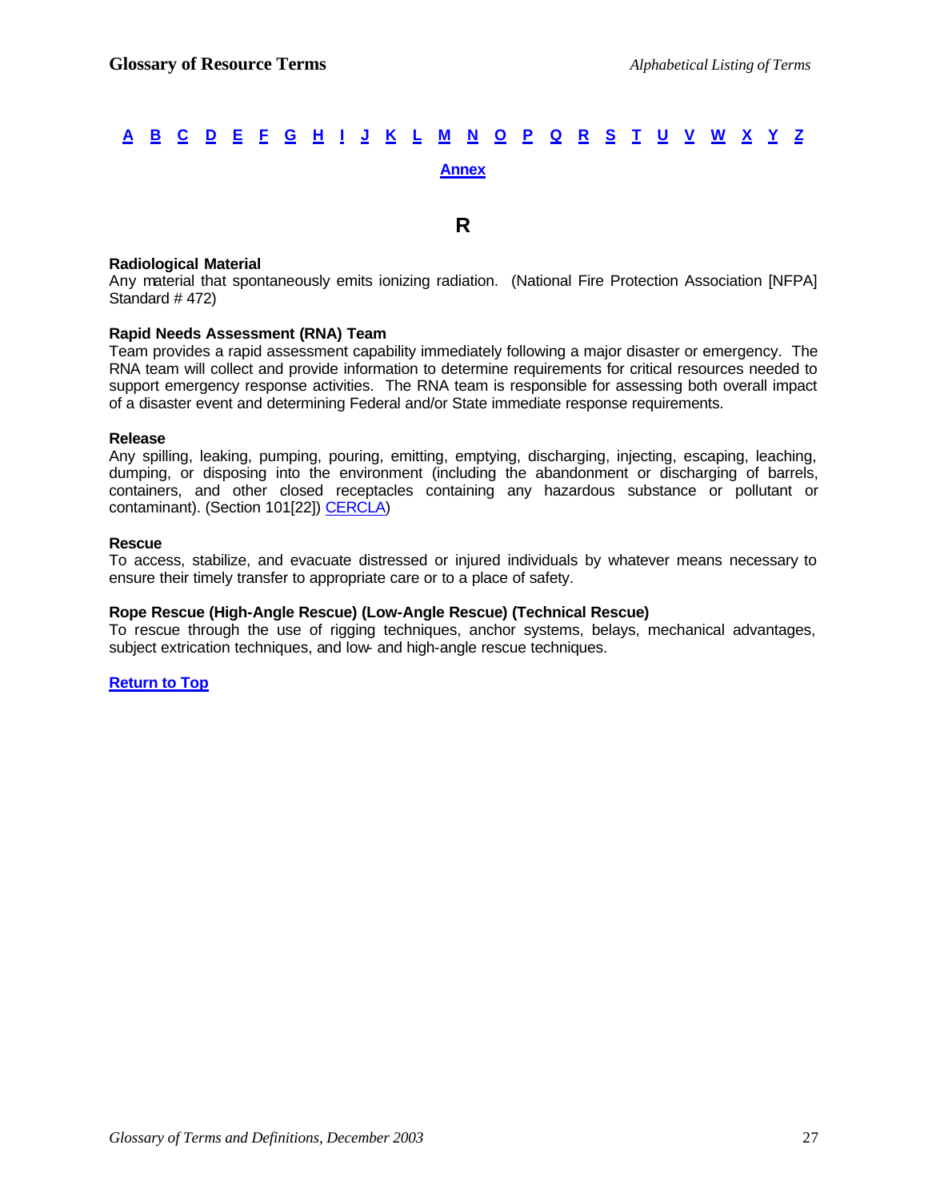A B C D E F G H I J K L M N O P Q R S T U V W X Y Z

Annex

# R

**Radiological Material**
Any material that spontaneously emits ionizing radiation. (National Fire Protection Association [NFPA] Standard # 472)

**Rapid Needs Assessment (RNA) Team**
Team provides a rapid assessment capability immediately following a major disaster or emergency. The RNA team will collect and provide information to determine requirements for critical resources needed to support emergency response activities. The RNA team is responsible for assessing both overall impact of a disaster event and determining Federal and/or State immediate response requirements.

**Release**
Any spilling, leaking, pumping, pouring, emitting, emptying, discharging, injecting, escaping, leaching, dumping, or disposing into the environment (including the abandonment or discharging of barrels, containers, and other closed receptacles containing any hazardous substance or pollutant or contaminant). (Section 101[22]) CERCLA)

**Rescue**
To access, stabilize, and evacuate distressed or injured individuals by whatever means necessary to ensure their timely transfer to appropriate care or to a place of safety.

**Rope Rescue (High-Angle Rescue) (Low-Angle Rescue) (Technical Rescue)**
To rescue through the use of rigging techniques, anchor systems, belays, mechanical advantages, subject extrication techniques, and low- and high-angle rescue techniques.

**Return to Top**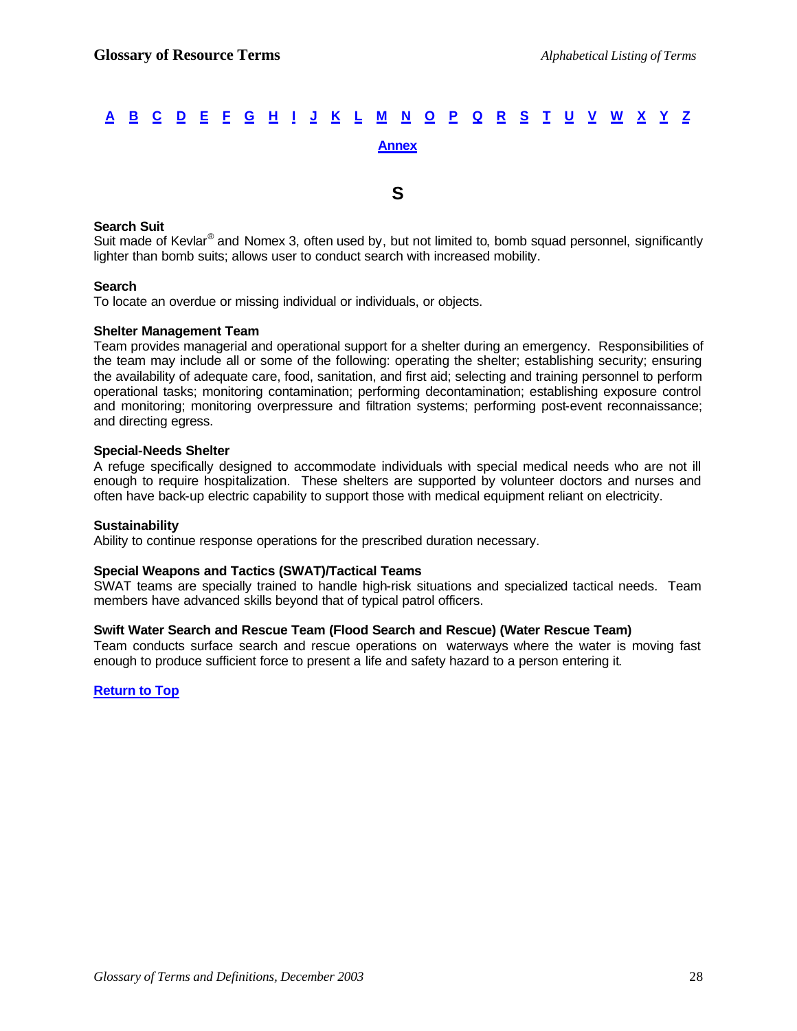[A](#) [B](#) [C](#) [D](#) [E](#) [F](#) [G](#) [H](#) [I](#) [J](#) [K](#) [L](#) [M](#) [N](#) [O](#) [P](#) [Q](#) [R](#) [S](#) [T](#) [U](#) [V](#) [W](#) [X](#) [Y](#) [Z](#)

[Annex](#)

## S

**Search Suit**
Suit made of Kevlar® and Nomex 3, often used by, but not limited to, bomb squad personnel, significantly lighter than bomb suits; allows user to conduct search with increased mobility.

**Search**
To locate an overdue or missing individual or individuals, or objects.

**Shelter Management Team**
Team provides managerial and operational support for a shelter during an emergency. Responsibilities of the team may include all or some of the following: operating the shelter; establishing security; ensuring the availability of adequate care, food, sanitation, and first aid; selecting and training personnel to perform operational tasks; monitoring contamination; performing decontamination; establishing exposure control and monitoring; monitoring overpressure and filtration systems; performing post-event reconnaissance; and directing egress.

**Special-Needs Shelter**
A refuge specifically designed to accommodate individuals with special medical needs who are not ill enough to require hospitalization. These shelters are supported by volunteer doctors and nurses and often have back-up electric capability to support those with medical equipment reliant on electricity.

**Sustainability**
Ability to continue response operations for the prescribed duration necessary.

**Special Weapons and Tactics (SWAT)/Tactical Teams**
SWAT teams are specially trained to handle high-risk situations and specialized tactical needs. Team members have advanced skills beyond that of typical patrol officers.

**Swift Water Search and Rescue Team (Flood Search and Rescue) (Water Rescue Team)**
Team conducts surface search and rescue operations on waterways where the water is moving fast enough to produce sufficient force to present a life and safety hazard to a person entering it.

[Return to Top](#)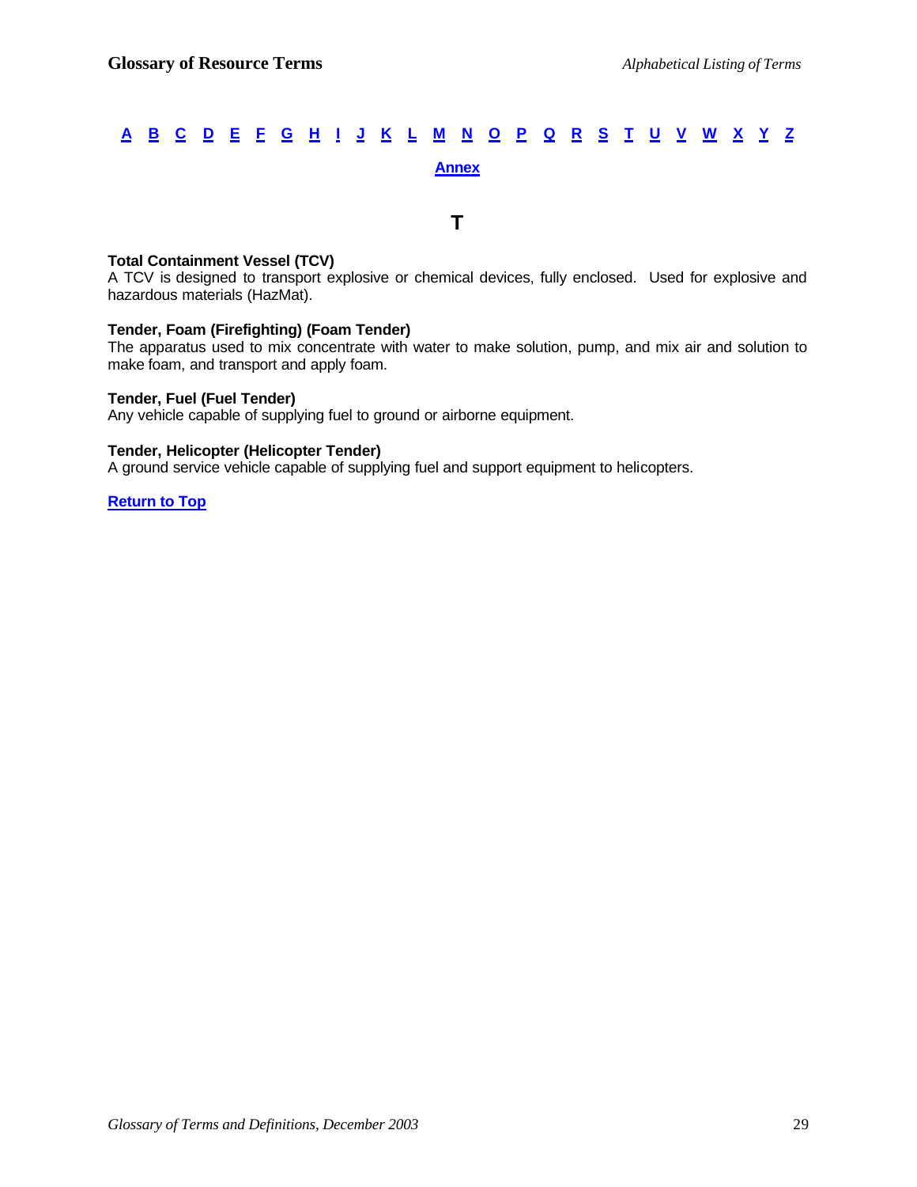A B C D E F G H I J K L M N O P Q R S T U V W X Y Z

Annex

# T

**Total Containment Vessel (TCV)**
A TCV is designed to transport explosive or chemical devices, fully enclosed. Used for explosive and hazardous materials (HazMat).

**Tender, Foam (Firefighting) (Foam Tender)**
The apparatus used to mix concentrate with water to make solution, pump, and mix air and solution to make foam, and transport and apply foam.

**Tender, Fuel (Fuel Tender)**
Any vehicle capable of supplying fuel to ground or airborne equipment.

**Tender, Helicopter (Helicopter Tender)**
A ground service vehicle capable of supplying fuel and support equipment to helicopters.

**Return to Top**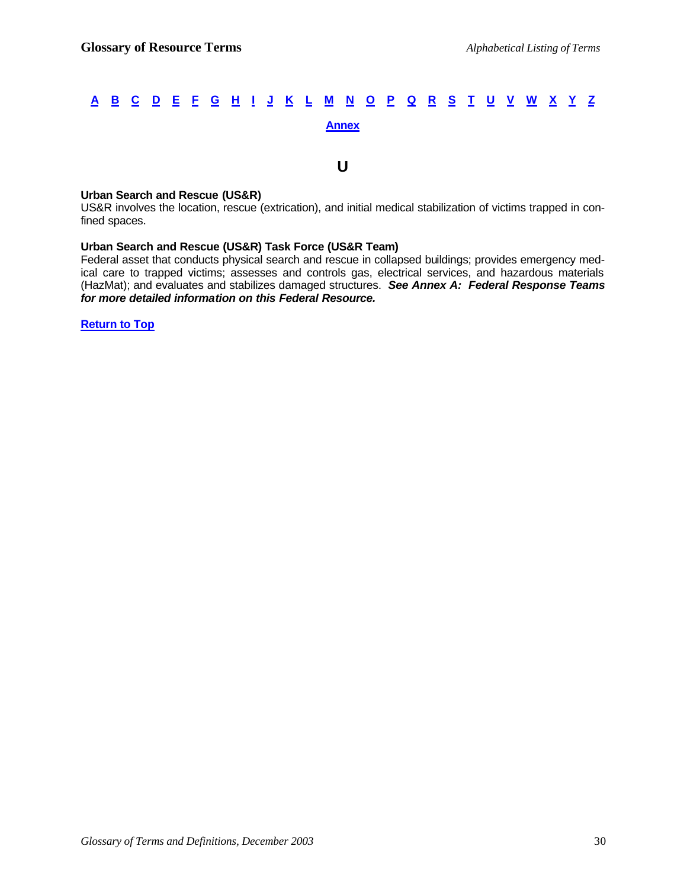[A](#) [B](#) [C](#) [D](#) [E](#) [F](#) [G](#) [H](#) [I](#) [J](#) [K](#) [L](#) [M](#) [N](#) [O](#) [P](#) [Q](#) [R](#) [S](#) [T](#) [U](#) [V](#) [W](#) [X](#) [Y](#) [Z](#)

[Annex](#)

## U

**Urban Search and Rescue (US&R)**
US&R involves the location, rescue (extrication), and initial medical stabilization of victims trapped in confined spaces.

**Urban Search and Rescue (US&R) Task Force (US&R Team)**
Federal asset that conducts physical search and rescue in collapsed buildings; provides emergency medical care to trapped victims; assesses and controls gas, electrical services, and hazardous materials (HazMat); and evaluates and stabilizes damaged structures. ***See Annex A: Federal Response Teams for more detailed information on this Federal Resource.***

[Return to Top](#)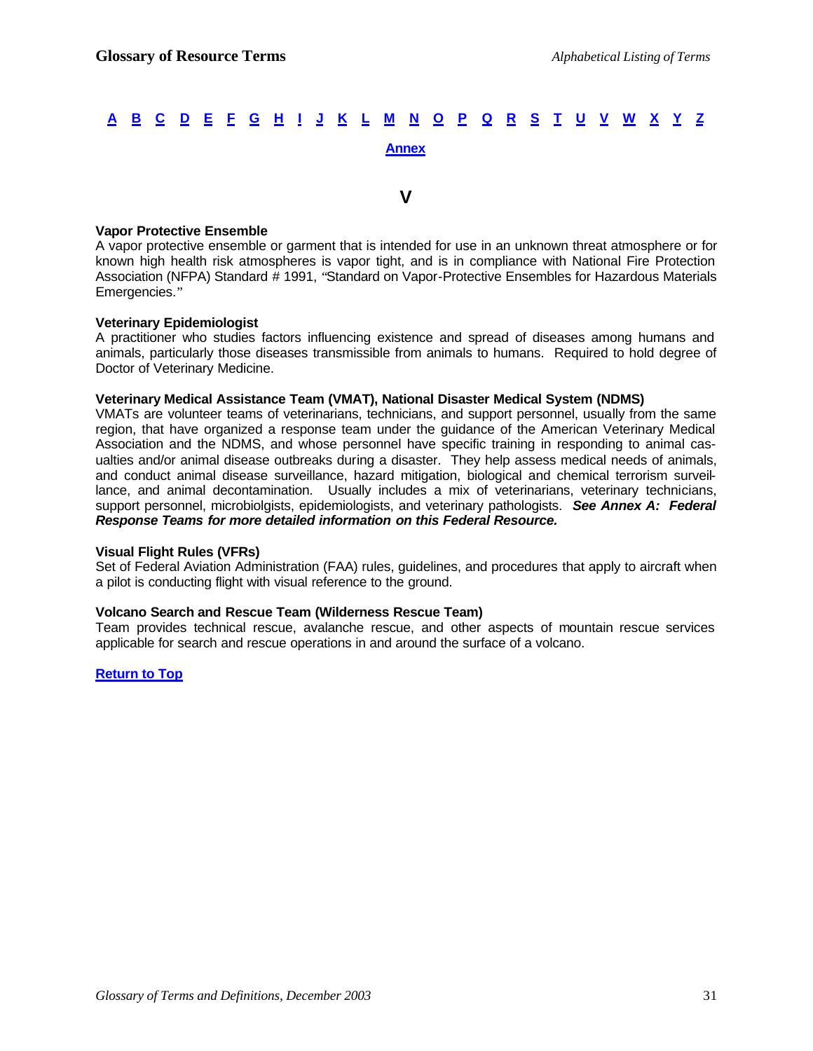A B C D E F G H I J K L M N O P Q R S T U V W X Y Z

Annex

## V

**Vapor Protective Ensemble**
A vapor protective ensemble or garment that is intended for use in an unknown threat atmosphere or for known high health risk atmospheres is vapor tight, and is in compliance with National Fire Protection Association (NFPA) Standard # 1991, "Standard on Vapor-Protective Ensembles for Hazardous Materials Emergencies."

**Veterinary Epidemiologist**
A practitioner who studies factors influencing existence and spread of diseases among humans and animals, particularly those diseases transmissible from animals to humans. Required to hold degree of Doctor of Veterinary Medicine.

**Veterinary Medical Assistance Team (VMAT), National Disaster Medical System (NDMS)**
VMATs are volunteer teams of veterinarians, technicians, and support personnel, usually from the same region, that have organized a response team under the guidance of the American Veterinary Medical Association and the NDMS, and whose personnel have specific training in responding to animal casualties and/or animal disease outbreaks during a disaster. They help assess medical needs of animals, and conduct animal disease surveillance, hazard mitigation, biological and chemical terrorism surveillance, and animal decontamination. Usually includes a mix of veterinarians, veterinary technicians, support personnel, microbiolgists, epidemiologists, and veterinary pathologists. ***See Annex A: Federal Response Teams for more detailed information on this Federal Resource.***

**Visual Flight Rules (VFRs)**
Set of Federal Aviation Administration (FAA) rules, guidelines, and procedures that apply to aircraft when a pilot is conducting flight with visual reference to the ground.

**Volcano Search and Rescue Team (Wilderness Rescue Team)**
Team provides technical rescue, avalanche rescue, and other aspects of mountain rescue services applicable for search and rescue operations in and around the surface of a volcano.

Return to Top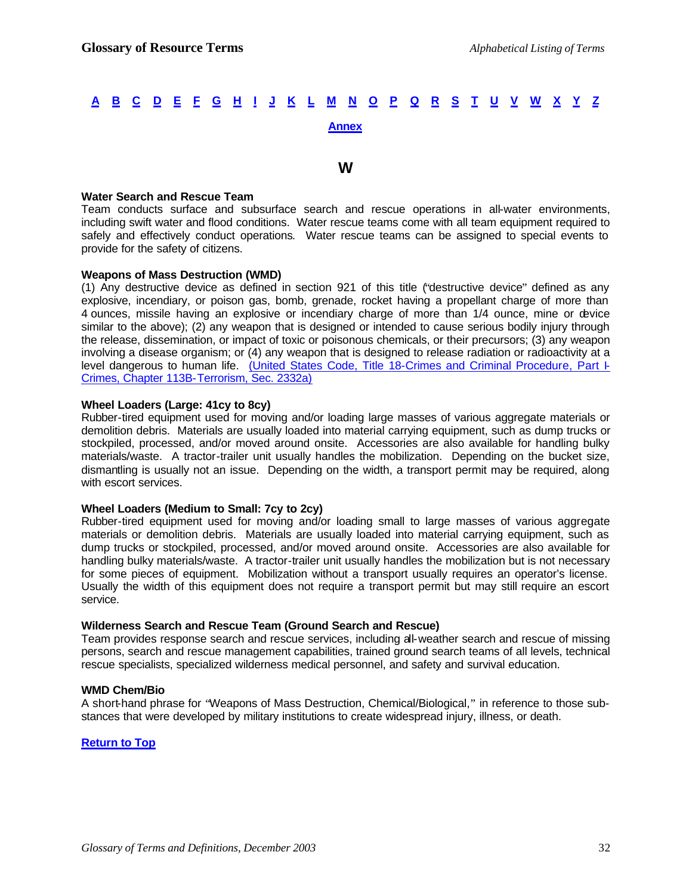[A](#) [B](#) [C](#) [D](#) [E](#) [F](#) [G](#) [H](#) [I](#) [J](#) [K](#) [L](#) [M](#) [N](#) [O](#) [P](#) [Q](#) [R](#) [S](#) [T](#) [U](#) [V](#) [W](#) [X](#) [Y](#) [Z](#)

[Annex](#)

## W

**Water Search and Rescue Team**
Team conducts surface and subsurface search and rescue operations in all-water environments, including swift water and flood conditions. Water rescue teams come with all team equipment required to safely and effectively conduct operations. Water rescue teams can be assigned to special events to provide for the safety of citizens.

**Weapons of Mass Destruction (WMD)**
(1) Any destructive device as defined in section 921 of this title ("destructive device" defined as any explosive, incendiary, or poison gas, bomb, grenade, rocket having a propellant charge of more than 4 ounces, missile having an explosive or incendiary charge of more than 1/4 ounce, mine or device similar to the above); (2) any weapon that is designed or intended to cause serious bodily injury through the release, dissemination, or impact of toxic or poisonous chemicals, or their precursors; (3) any weapon involving a disease organism; or (4) any weapon that is designed to release radiation or radioactivity at a level dangerous to human life. [(United States Code, Title 18-Crimes and Criminal Procedure, Part I-Crimes, Chapter 113B-Terrorism, Sec. 2332a)](#)

**Wheel Loaders (Large: 41cy to 8cy)**
Rubber-tired equipment used for moving and/or loading large masses of various aggregate materials or demolition debris. Materials are usually loaded into material carrying equipment, such as dump trucks or stockpiled, processed, and/or moved around onsite. Accessories are also available for handling bulky materials/waste. A tractor-trailer unit usually handles the mobilization. Depending on the bucket size, dismantling is usually not an issue. Depending on the width, a transport permit may be required, along with escort services.

**Wheel Loaders (Medium to Small: 7cy to 2cy)**
Rubber-tired equipment used for moving and/or loading small to large masses of various aggregate materials or demolition debris. Materials are usually loaded into material carrying equipment, such as dump trucks or stockpiled, processed, and/or moved around onsite. Accessories are also available for handling bulky materials/waste. A tractor-trailer unit usually handles the mobilization but is not necessary for some pieces of equipment. Mobilization without a transport usually requires an operator's license. Usually the width of this equipment does not require a transport permit but may still require an escort service.

**Wilderness Search and Rescue Team (Ground Search and Rescue)**
Team provides response search and rescue services, including all-weather search and rescue of missing persons, search and rescue management capabilities, trained ground search teams of all levels, technical rescue specialists, specialized wilderness medical personnel, and safety and survival education.

**WMD Chem/Bio**
A short-hand phrase for "Weapons of Mass Destruction, Chemical/Biological," in reference to those substances that were developed by military institutions to create widespread injury, illness, or death.

[Return to Top](#)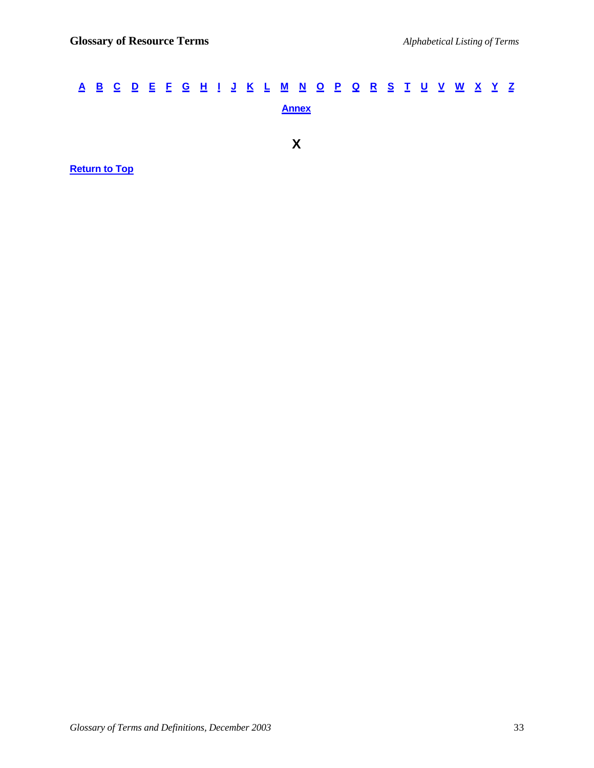A B C D E F G H I J K L M N O P Q R S T U V W X Y Z

Annex

# X

Return to Top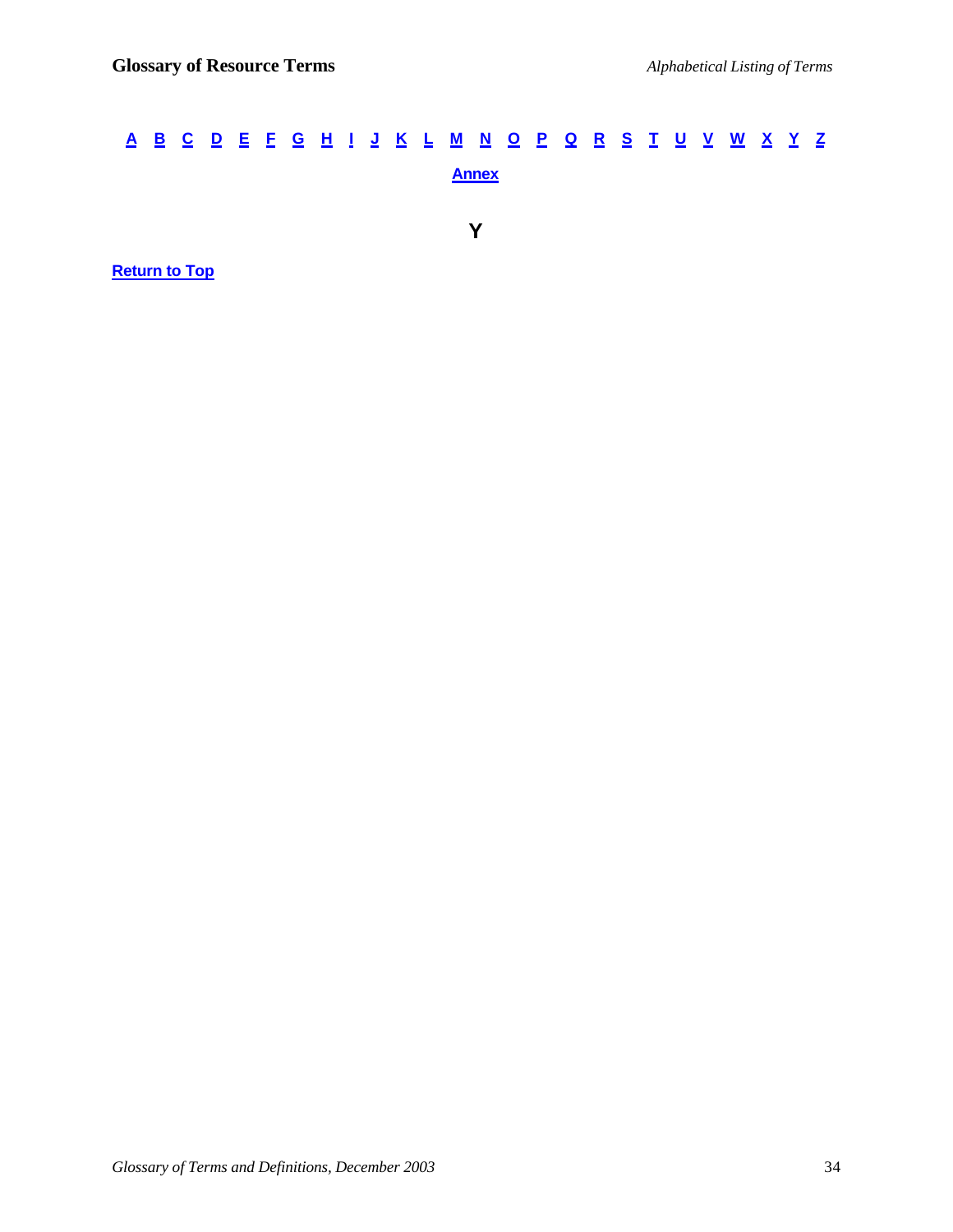A B C D E F G H I J K L M N O P Q R S T U V W X Y Z

Annex

## Y

Return to Top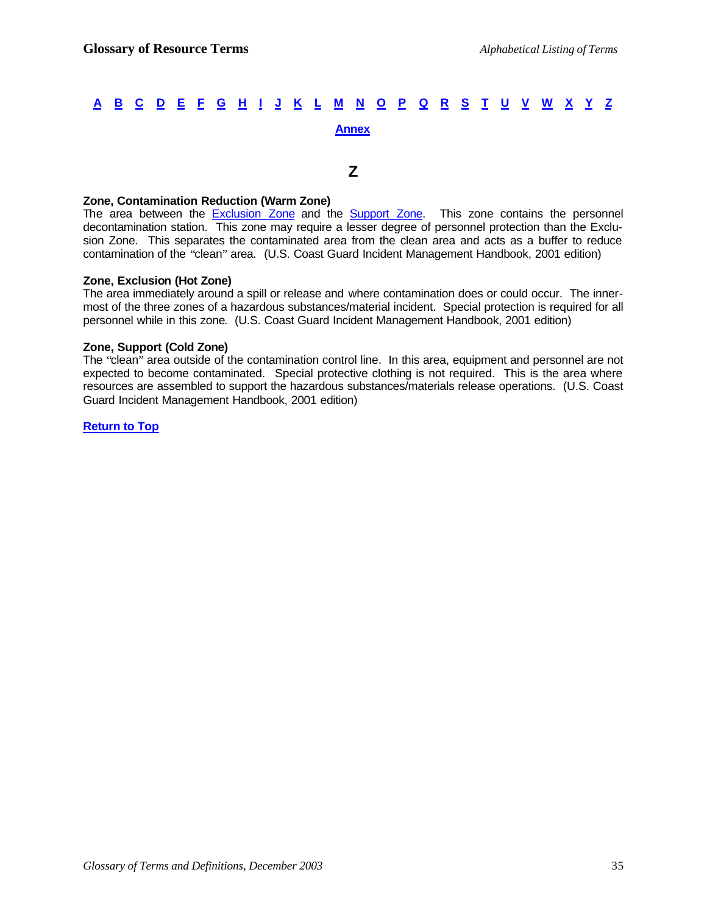**A B C D E F G H I J K L M N O P Q R S T U V W X Y Z**

**Annex**

## Z

**Zone, Contamination Reduction (Warm Zone)**
The area between the Exclusion Zone and the Support Zone. This zone contains the personnel decontamination station. This zone may require a lesser degree of personnel protection than the Exclusion Zone. This separates the contaminated area from the clean area and acts as a buffer to reduce contamination of the "clean" area. (U.S. Coast Guard Incident Management Handbook, 2001 edition)

**Zone, Exclusion (Hot Zone)**
The area immediately around a spill or release and where contamination does or could occur. The innermost of the three zones of a hazardous substances/material incident. Special protection is required for all personnel while in this zone. (U.S. Coast Guard Incident Management Handbook, 2001 edition)

**Zone, Support (Cold Zone)**
The "clean" area outside of the contamination control line. In this area, equipment and personnel are not expected to become contaminated. Special protective clothing is not required. This is the area where resources are assembled to support the hazardous substances/materials release operations. (U.S. Coast Guard Incident Management Handbook, 2001 edition)

**Return to Top**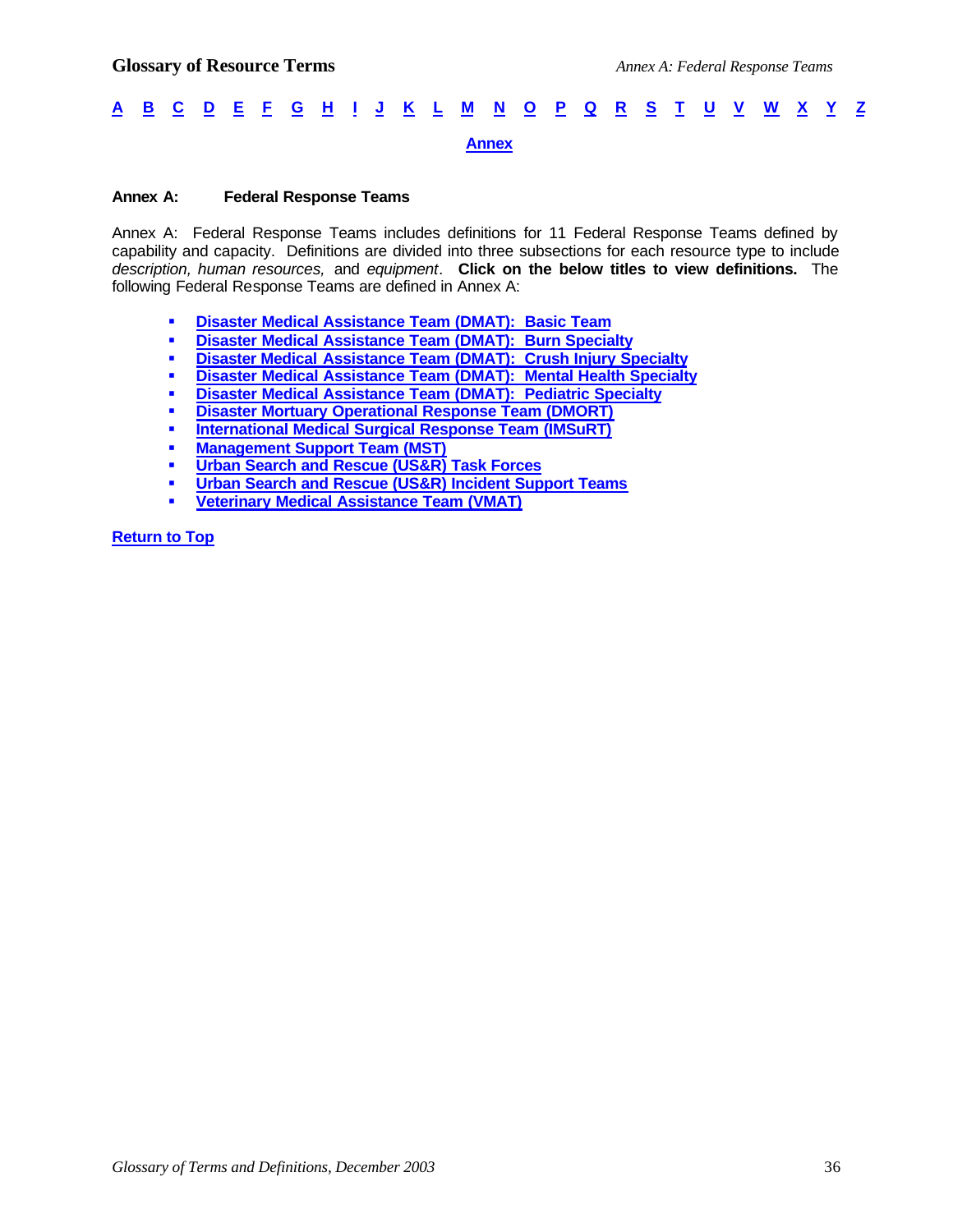A B C D E F G H I J K L M N O P Q R S T U V W X Y Z

Annex

## Annex A: Federal Response Teams

Annex A: Federal Response Teams includes definitions for 11 Federal Response Teams defined by capability and capacity. Definitions are divided into three subsections for each resource type to include *description, human resources,* and *equipment*. **Click on the below titles to view definitions.** The following Federal Response Teams are defined in Annex A:

- **Disaster Medical Assistance Team (DMAT): Basic Team**
- **Disaster Medical Assistance Team (DMAT): Burn Specialty**
- **Disaster Medical Assistance Team (DMAT): Crush Injury Specialty**
- **Disaster Medical Assistance Team (DMAT): Mental Health Specialty**
- **Disaster Medical Assistance Team (DMAT): Pediatric Specialty**
- **Disaster Mortuary Operational Response Team (DMORT)**
- **International Medical Surgical Response Team (IMSuRT)**
- **Management Support Team (MST)**
- **Urban Search and Rescue (US&R) Task Forces**
- **Urban Search and Rescue (US&R) Incident Support Teams**
- **Veterinary Medical Assistance Team (VMAT)**

**Return to Top**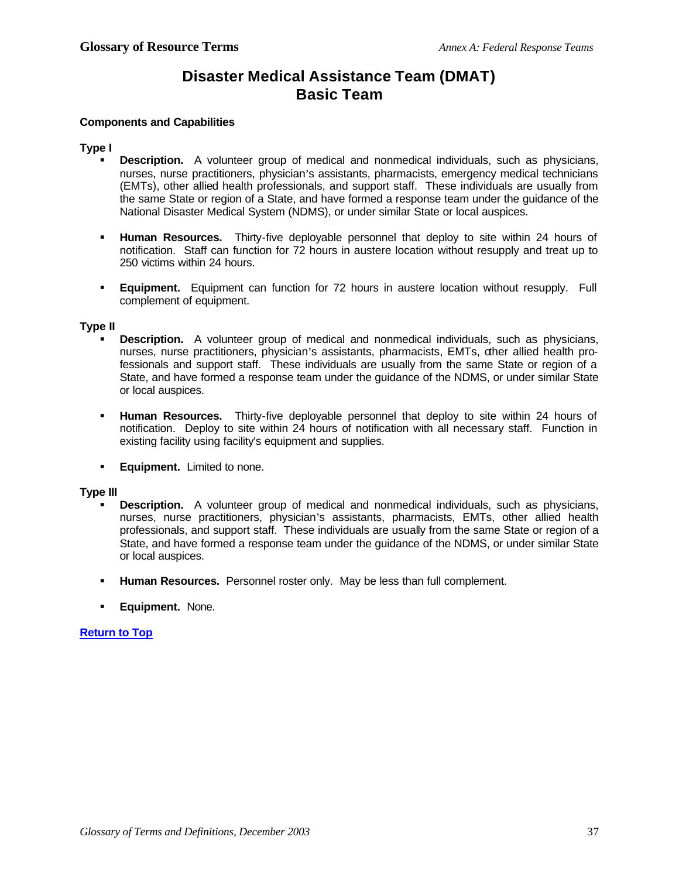# Disaster Medical Assistance Team (DMAT)
# Basic Team

**Components and Capabilities**

**Type I**

- **Description.** A volunteer group of medical and nonmedical individuals, such as physicians, nurses, nurse practitioners, physician's assistants, pharmacists, emergency medical technicians (EMTs), other allied health professionals, and support staff. These individuals are usually from the same State or region of a State, and have formed a response team under the guidance of the National Disaster Medical System (NDMS), or under similar State or local auspices.

- **Human Resources.** Thirty-five deployable personnel that deploy to site within 24 hours of notification. Staff can function for 72 hours in austere location without resupply and treat up to 250 victims within 24 hours.

- **Equipment.** Equipment can function for 72 hours in austere location without resupply. Full complement of equipment.

**Type II**

- **Description.** A volunteer group of medical and nonmedical individuals, such as physicians, nurses, nurse practitioners, physician's assistants, pharmacists, EMTs, other allied health professionals and support staff. These individuals are usually from the same State or region of a State, and have formed a response team under the guidance of the NDMS, or under similar State or local auspices.

- **Human Resources.** Thirty-five deployable personnel that deploy to site within 24 hours of notification. Deploy to site within 24 hours of notification with all necessary staff. Function in existing facility using facility's equipment and supplies.

- **Equipment.** Limited to none.

**Type III**

- **Description.** A volunteer group of medical and nonmedical individuals, such as physicians, nurses, nurse practitioners, physician's assistants, pharmacists, EMTs, other allied health professionals, and support staff. These individuals are usually from the same State or region of a State, and have formed a response team under the guidance of the NDMS, or under similar State or local auspices.

- **Human Resources.** Personnel roster only. May be less than full complement.

- **Equipment.** None.

**Return to Top**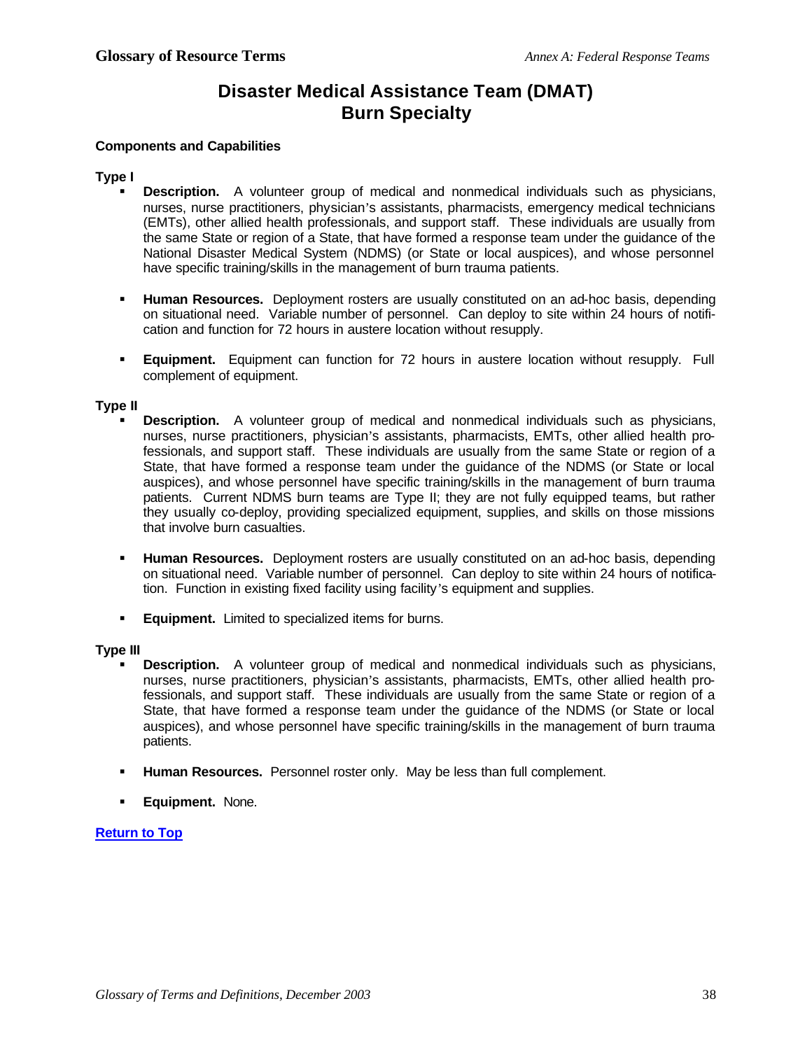# Disaster Medical Assistance Team (DMAT) Burn Specialty

**Components and Capabilities**

**Type I**

- **Description.** A volunteer group of medical and nonmedical individuals such as physicians, nurses, nurse practitioners, physician's assistants, pharmacists, emergency medical technicians (EMTs), other allied health professionals, and support staff. These individuals are usually from the same State or region of a State, that have formed a response team under the guidance of the National Disaster Medical System (NDMS) (or State or local auspices), and whose personnel have specific training/skills in the management of burn trauma patients.

- **Human Resources.** Deployment rosters are usually constituted on an ad-hoc basis, depending on situational need. Variable number of personnel. Can deploy to site within 24 hours of notification and function for 72 hours in austere location without resupply.

- **Equipment.** Equipment can function for 72 hours in austere location without resupply. Full complement of equipment.

**Type II**

- **Description.** A volunteer group of medical and nonmedical individuals such as physicians, nurses, nurse practitioners, physician's assistants, pharmacists, EMTs, other allied health professionals, and support staff. These individuals are usually from the same State or region of a State, that have formed a response team under the guidance of the NDMS (or State or local auspices), and whose personnel have specific training/skills in the management of burn trauma patients. Current NDMS burn teams are Type II; they are not fully equipped teams, but rather they usually co-deploy, providing specialized equipment, supplies, and skills on those missions that involve burn casualties.

- **Human Resources.** Deployment rosters are usually constituted on an ad-hoc basis, depending on situational need. Variable number of personnel. Can deploy to site within 24 hours of notification. Function in existing fixed facility using facility's equipment and supplies.

- **Equipment.** Limited to specialized items for burns.

**Type III**

- **Description.** A volunteer group of medical and nonmedical individuals such as physicians, nurses, nurse practitioners, physician's assistants, pharmacists, EMTs, other allied health professionals, and support staff. These individuals are usually from the same State or region of a State, that have formed a response team under the guidance of the NDMS (or State or local auspices), and whose personnel have specific training/skills in the management of burn trauma patients.

- **Human Resources.** Personnel roster only. May be less than full complement.

- **Equipment.** None.

**Return to Top**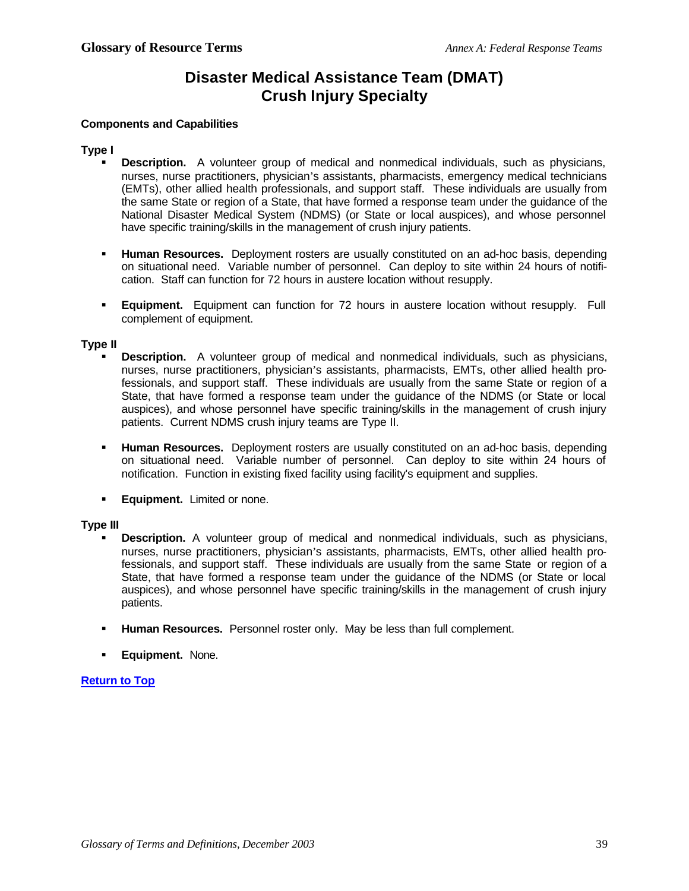# Disaster Medical Assistance Team (DMAT) Crush Injury Specialty

**Components and Capabilities**

**Type I**

- **Description.** A volunteer group of medical and nonmedical individuals, such as physicians, nurses, nurse practitioners, physician's assistants, pharmacists, emergency medical technicians (EMTs), other allied health professionals, and support staff. These individuals are usually from the same State or region of a State, that have formed a response team under the guidance of the National Disaster Medical System (NDMS) (or State or local auspices), and whose personnel have specific training/skills in the management of crush injury patients.

- **Human Resources.** Deployment rosters are usually constituted on an ad-hoc basis, depending on situational need. Variable number of personnel. Can deploy to site within 24 hours of notification. Staff can function for 72 hours in austere location without resupply.

- **Equipment.** Equipment can function for 72 hours in austere location without resupply. Full complement of equipment.

**Type II**

- **Description.** A volunteer group of medical and nonmedical individuals, such as physicians, nurses, nurse practitioners, physician's assistants, pharmacists, EMTs, other allied health professionals, and support staff. These individuals are usually from the same State or region of a State, that have formed a response team under the guidance of the NDMS (or State or local auspices), and whose personnel have specific training/skills in the management of crush injury patients. Current NDMS crush injury teams are Type II.

- **Human Resources.** Deployment rosters are usually constituted on an ad-hoc basis, depending on situational need. Variable number of personnel. Can deploy to site within 24 hours of notification. Function in existing fixed facility using facility's equipment and supplies.

- **Equipment.** Limited or none.

**Type III**

- **Description.** A volunteer group of medical and nonmedical individuals, such as physicians, nurses, nurse practitioners, physician's assistants, pharmacists, EMTs, other allied health professionals, and support staff. These individuals are usually from the same State or region of a State, that have formed a response team under the guidance of the NDMS (or State or local auspices), and whose personnel have specific training/skills in the management of crush injury patients.

- **Human Resources.** Personnel roster only. May be less than full complement.

- **Equipment.** None.

**Return to Top**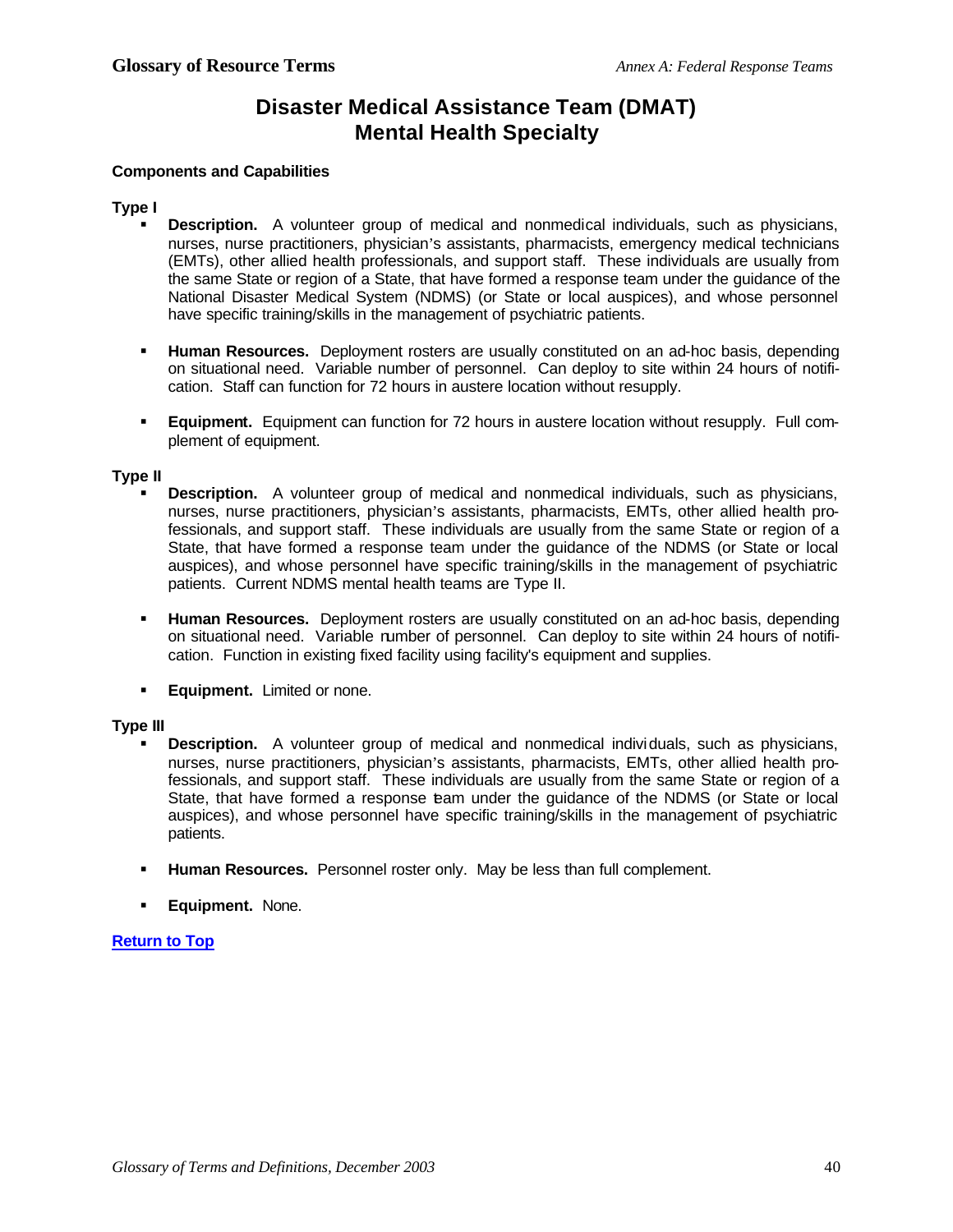# Disaster Medical Assistance Team (DMAT) Mental Health Specialty

**Components and Capabilities**

**Type I**

- **Description.** A volunteer group of medical and nonmedical individuals, such as physicians, nurses, nurse practitioners, physician's assistants, pharmacists, emergency medical technicians (EMTs), other allied health professionals, and support staff. These individuals are usually from the same State or region of a State, that have formed a response team under the guidance of the National Disaster Medical System (NDMS) (or State or local auspices), and whose personnel have specific training/skills in the management of psychiatric patients.

- **Human Resources.** Deployment rosters are usually constituted on an ad-hoc basis, depending on situational need. Variable number of personnel. Can deploy to site within 24 hours of notification. Staff can function for 72 hours in austere location without resupply.

- **Equipment.** Equipment can function for 72 hours in austere location without resupply. Full complement of equipment.

**Type II**

- **Description.** A volunteer group of medical and nonmedical individuals, such as physicians, nurses, nurse practitioners, physician's assistants, pharmacists, EMTs, other allied health professionals, and support staff. These individuals are usually from the same State or region of a State, that have formed a response team under the guidance of the NDMS (or State or local auspices), and whose personnel have specific training/skills in the management of psychiatric patients. Current NDMS mental health teams are Type II.

- **Human Resources.** Deployment rosters are usually constituted on an ad-hoc basis, depending on situational need. Variable number of personnel. Can deploy to site within 24 hours of notification. Function in existing fixed facility using facility's equipment and supplies.

- **Equipment.** Limited or none.

**Type III**

- **Description.** A volunteer group of medical and nonmedical individuals, such as physicians, nurses, nurse practitioners, physician's assistants, pharmacists, EMTs, other allied health professionals, and support staff. These individuals are usually from the same State or region of a State, that have formed a response team under the guidance of the NDMS (or State or local auspices), and whose personnel have specific training/skills in the management of psychiatric patients.

- **Human Resources.** Personnel roster only. May be less than full complement.

- **Equipment.** None.

Return to Top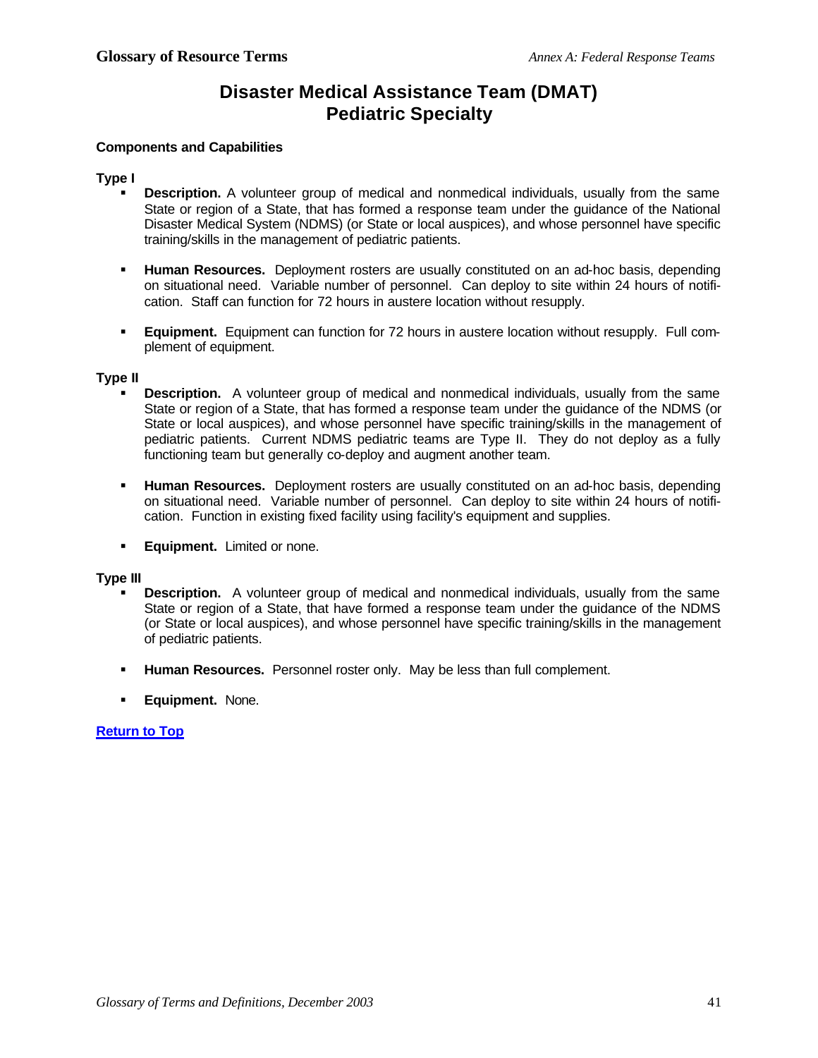# Disaster Medical Assistance Team (DMAT) Pediatric Specialty

**Components and Capabilities**

**Type I**

- **Description.** A volunteer group of medical and nonmedical individuals, usually from the same State or region of a State, that has formed a response team under the guidance of the National Disaster Medical System (NDMS) (or State or local auspices), and whose personnel have specific training/skills in the management of pediatric patients.
- **Human Resources.** Deployment rosters are usually constituted on an ad-hoc basis, depending on situational need. Variable number of personnel. Can deploy to site within 24 hours of notification. Staff can function for 72 hours in austere location without resupply.
- **Equipment.** Equipment can function for 72 hours in austere location without resupply. Full complement of equipment.

**Type II**

- **Description.** A volunteer group of medical and nonmedical individuals, usually from the same State or region of a State, that has formed a response team under the guidance of the NDMS (or State or local auspices), and whose personnel have specific training/skills in the management of pediatric patients. Current NDMS pediatric teams are Type II. They do not deploy as a fully functioning team but generally co-deploy and augment another team.
- **Human Resources.** Deployment rosters are usually constituted on an ad-hoc basis, depending on situational need. Variable number of personnel. Can deploy to site within 24 hours of notification. Function in existing fixed facility using facility's equipment and supplies.
- **Equipment.** Limited or none.

**Type III**

- **Description.** A volunteer group of medical and nonmedical individuals, usually from the same State or region of a State, that have formed a response team under the guidance of the NDMS (or State or local auspices), and whose personnel have specific training/skills in the management of pediatric patients.
- **Human Resources.** Personnel roster only. May be less than full complement.
- **Equipment.** None.

Return to Top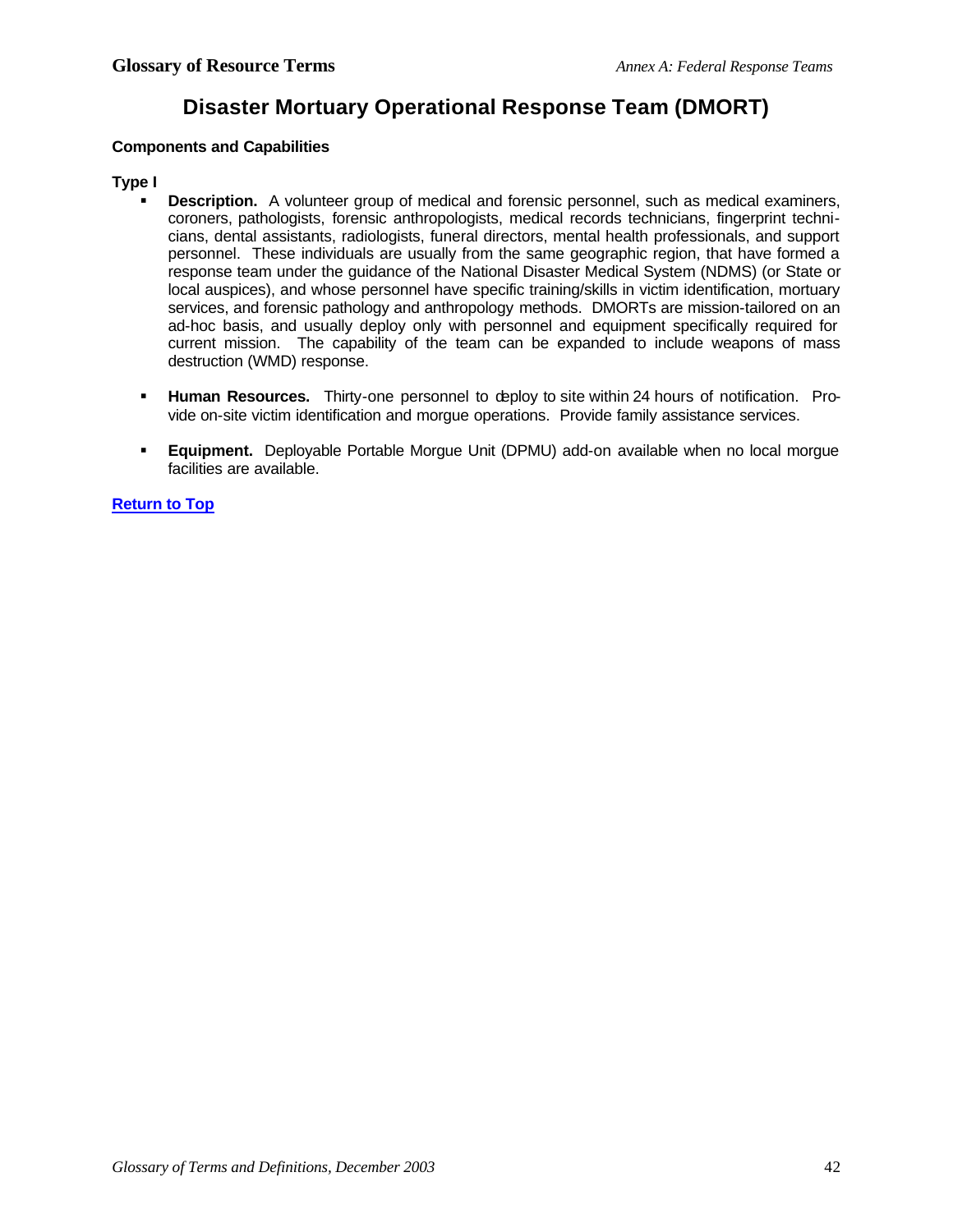# Disaster Mortuary Operational Response Team (DMORT)

**Components and Capabilities**

**Type I**

- **Description.** A volunteer group of medical and forensic personnel, such as medical examiners, coroners, pathologists, forensic anthropologists, medical records technicians, fingerprint technicians, dental assistants, radiologists, funeral directors, mental health professionals, and support personnel. These individuals are usually from the same geographic region, that have formed a response team under the guidance of the National Disaster Medical System (NDMS) (or State or local auspices), and whose personnel have specific training/skills in victim identification, mortuary services, and forensic pathology and anthropology methods. DMORTs are mission-tailored on an ad-hoc basis, and usually deploy only with personnel and equipment specifically required for current mission. The capability of the team can be expanded to include weapons of mass destruction (WMD) response.

- **Human Resources.** Thirty-one personnel to deploy to site within 24 hours of notification. Provide on-site victim identification and morgue operations. Provide family assistance services.

- **Equipment.** Deployable Portable Morgue Unit (DPMU) add-on available when no local morgue facilities are available.

**Return to Top**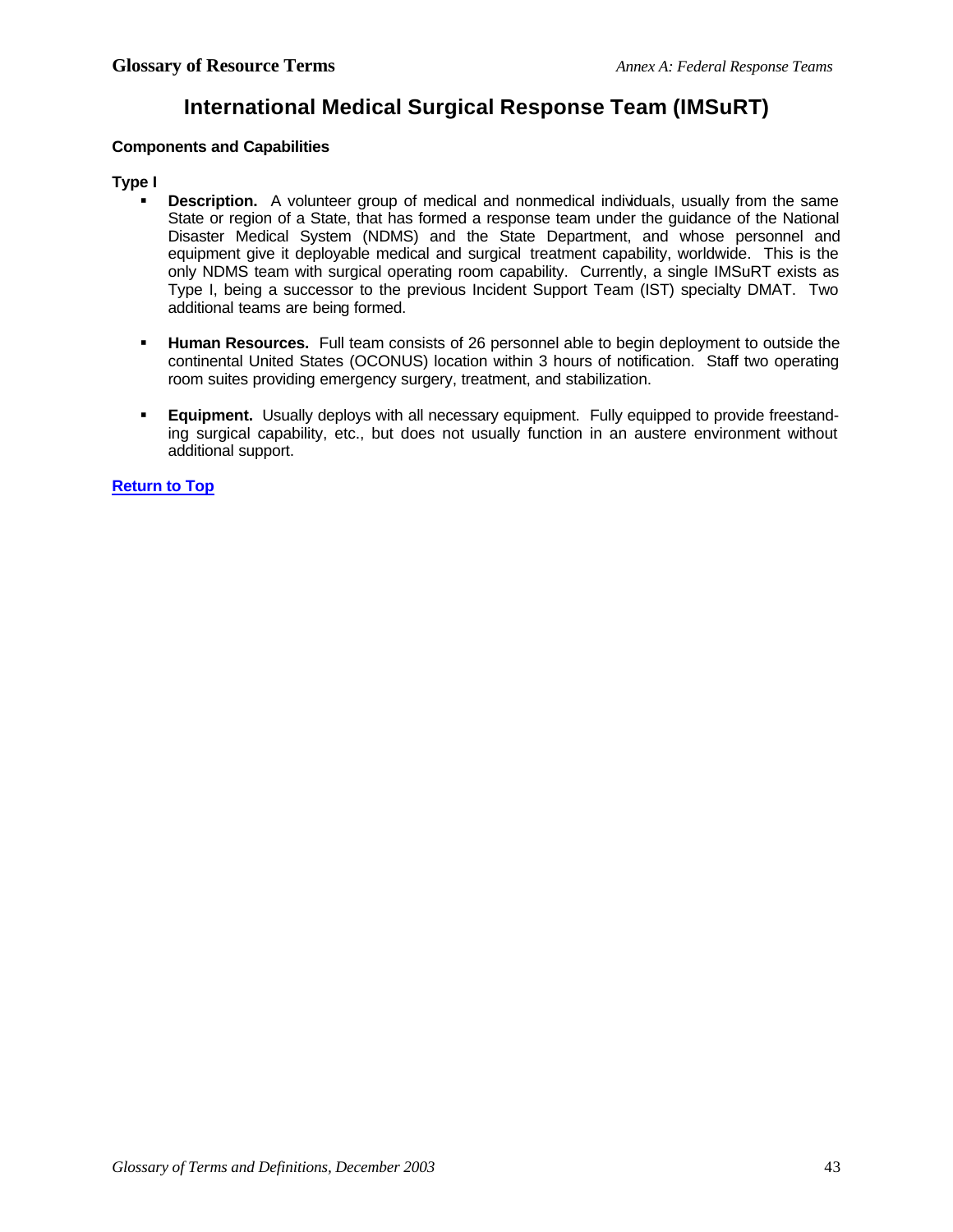# International Medical Surgical Response Team (IMSuRT)

**Components and Capabilities**

**Type I**

- **Description.** A volunteer group of medical and nonmedical individuals, usually from the same State or region of a State, that has formed a response team under the guidance of the National Disaster Medical System (NDMS) and the State Department, and whose personnel and equipment give it deployable medical and surgical treatment capability, worldwide. This is the only NDMS team with surgical operating room capability. Currently, a single IMSuRT exists as Type I, being a successor to the previous Incident Support Team (IST) specialty DMAT. Two additional teams are being formed.

- **Human Resources.** Full team consists of 26 personnel able to begin deployment to outside the continental United States (OCONUS) location within 3 hours of notification. Staff two operating room suites providing emergency surgery, treatment, and stabilization.

- **Equipment.** Usually deploys with all necessary equipment. Fully equipped to provide freestanding surgical capability, etc., but does not usually function in an austere environment without additional support.

Return to Top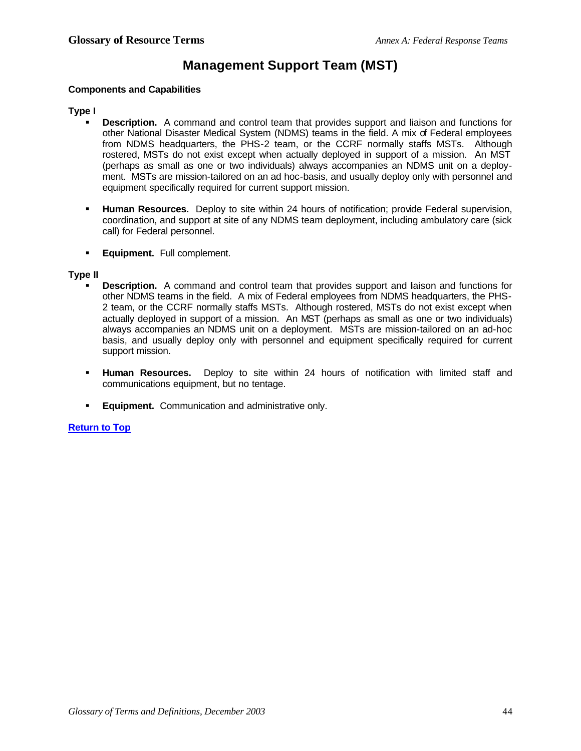# Management Support Team (MST)

**Components and Capabilities**

**Type I**

- **Description.** A command and control team that provides support and liaison and functions for other National Disaster Medical System (NDMS) teams in the field. A mix of Federal employees from NDMS headquarters, the PHS-2 team, or the CCRF normally staffs MSTs. Although rostered, MSTs do not exist except when actually deployed in support of a mission. An MST (perhaps as small as one or two individuals) always accompanies an NDMS unit on a deployment. MSTs are mission-tailored on an ad hoc-basis, and usually deploy only with personnel and equipment specifically required for current support mission.

- **Human Resources.** Deploy to site within 24 hours of notification; provide Federal supervision, coordination, and support at site of any NDMS team deployment, including ambulatory care (sick call) for Federal personnel.

- **Equipment.** Full complement.

**Type II**

- **Description.** A command and control team that provides support and liaison and functions for other NDMS teams in the field. A mix of Federal employees from NDMS headquarters, the PHS-2 team, or the CCRF normally staffs MSTs. Although rostered, MSTs do not exist except when actually deployed in support of a mission. An MST (perhaps as small as one or two individuals) always accompanies an NDMS unit on a deployment. MSTs are mission-tailored on an ad-hoc basis, and usually deploy only with personnel and equipment specifically required for current support mission.

- **Human Resources.** Deploy to site within 24 hours of notification with limited staff and communications equipment, but no tentage.

- **Equipment.** Communication and administrative only.

**Return to Top**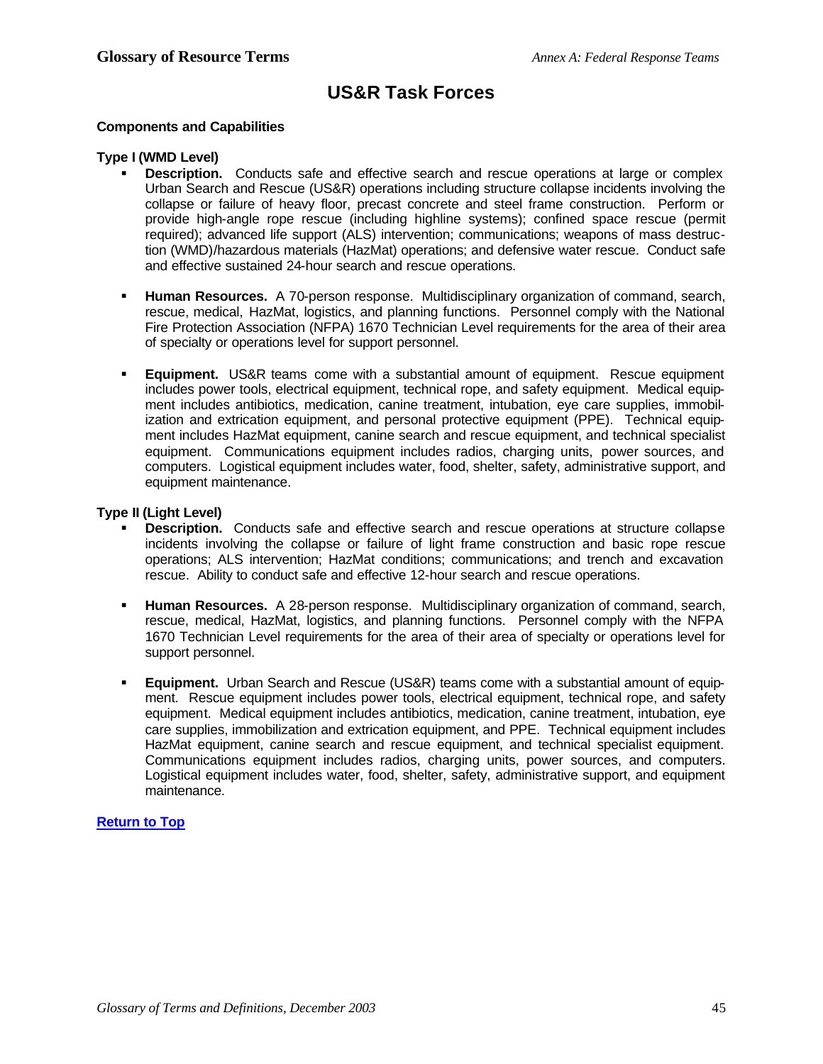# US&R Task Forces

**Components and Capabilities**

**Type I (WMD Level)**

- **Description.** Conducts safe and effective search and rescue operations at large or complex Urban Search and Rescue (US&R) operations including structure collapse incidents involving the collapse or failure of heavy floor, precast concrete and steel frame construction. Perform or provide high-angle rope rescue (including highline systems); confined space rescue (permit required); advanced life support (ALS) intervention; communications; weapons of mass destruction (WMD)/hazardous materials (HazMat) operations; and defensive water rescue. Conduct safe and effective sustained 24-hour search and rescue operations.

- **Human Resources.** A 70-person response. Multidisciplinary organization of command, search, rescue, medical, HazMat, logistics, and planning functions. Personnel comply with the National Fire Protection Association (NFPA) 1670 Technician Level requirements for the area of their area of specialty or operations level for support personnel.

- **Equipment.** US&R teams come with a substantial amount of equipment. Rescue equipment includes power tools, electrical equipment, technical rope, and safety equipment. Medical equipment includes antibiotics, medication, canine treatment, intubation, eye care supplies, immobilization and extrication equipment, and personal protective equipment (PPE). Technical equipment includes HazMat equipment, canine search and rescue equipment, and technical specialist equipment. Communications equipment includes radios, charging units, power sources, and computers. Logistical equipment includes water, food, shelter, safety, administrative support, and equipment maintenance.

**Type II (Light Level)**

- **Description.** Conducts safe and effective search and rescue operations at structure collapse incidents involving the collapse or failure of light frame construction and basic rope rescue operations; ALS intervention; HazMat conditions; communications; and trench and excavation rescue. Ability to conduct safe and effective 12-hour search and rescue operations.

- **Human Resources.** A 28-person response. Multidisciplinary organization of command, search, rescue, medical, HazMat, logistics, and planning functions. Personnel comply with the NFPA 1670 Technician Level requirements for the area of their area of specialty or operations level for support personnel.

- **Equipment.** Urban Search and Rescue (US&R) teams come with a substantial amount of equipment. Rescue equipment includes power tools, electrical equipment, technical rope, and safety equipment. Medical equipment includes antibiotics, medication, canine treatment, intubation, eye care supplies, immobilization and extrication equipment, and PPE. Technical equipment includes HazMat equipment, canine search and rescue equipment, and technical specialist equipment. Communications equipment includes radios, charging units, power sources, and computers. Logistical equipment includes water, food, shelter, safety, administrative support, and equipment maintenance.

Return to Top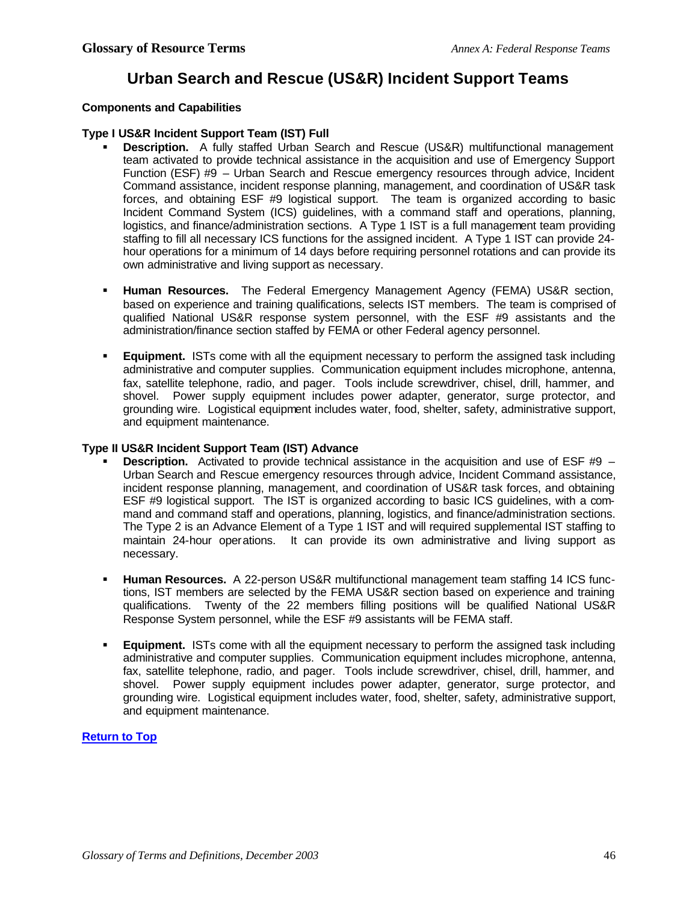# Urban Search and Rescue (US&R) Incident Support Teams

**Components and Capabilities**

**Type I US&R Incident Support Team (IST) Full**

- **Description.** A fully staffed Urban Search and Rescue (US&R) multifunctional management team activated to provide technical assistance in the acquisition and use of Emergency Support Function (ESF) #9 – Urban Search and Rescue emergency resources through advice, Incident Command assistance, incident response planning, management, and coordination of US&R task forces, and obtaining ESF #9 logistical support. The team is organized according to basic Incident Command System (ICS) guidelines, with a command staff and operations, planning, logistics, and finance/administration sections. A Type 1 IST is a full management team providing staffing to fill all necessary ICS functions for the assigned incident. A Type 1 IST can provide 24-hour operations for a minimum of 14 days before requiring personnel rotations and can provide its own administrative and living support as necessary.

- **Human Resources.** The Federal Emergency Management Agency (FEMA) US&R section, based on experience and training qualifications, selects IST members. The team is comprised of qualified National US&R response system personnel, with the ESF #9 assistants and the administration/finance section staffed by FEMA or other Federal agency personnel.

- **Equipment.** ISTs come with all the equipment necessary to perform the assigned task including administrative and computer supplies. Communication equipment includes microphone, antenna, fax, satellite telephone, radio, and pager. Tools include screwdriver, chisel, drill, hammer, and shovel. Power supply equipment includes power adapter, generator, surge protector, and grounding wire. Logistical equipment includes water, food, shelter, safety, administrative support, and equipment maintenance.

**Type II US&R Incident Support Team (IST) Advance**

- **Description.** Activated to provide technical assistance in the acquisition and use of ESF #9 – Urban Search and Rescue emergency resources through advice, Incident Command assistance, incident response planning, management, and coordination of US&R task forces, and obtaining ESF #9 logistical support. The IST is organized according to basic ICS guidelines, with a command and command staff and operations, planning, logistics, and finance/administration sections. The Type 2 is an Advance Element of a Type 1 IST and will required supplemental IST staffing to maintain 24-hour operations. It can provide its own administrative and living support as necessary.

- **Human Resources.** A 22-person US&R multifunctional management team staffing 14 ICS functions, IST members are selected by the FEMA US&R section based on experience and training qualifications. Twenty of the 22 members filling positions will be qualified National US&R Response System personnel, while the ESF #9 assistants will be FEMA staff.

- **Equipment.** ISTs come with all the equipment necessary to perform the assigned task including administrative and computer supplies. Communication equipment includes microphone, antenna, fax, satellite telephone, radio, and pager. Tools include screwdriver, chisel, drill, hammer, and shovel. Power supply equipment includes power adapter, generator, surge protector, and grounding wire. Logistical equipment includes water, food, shelter, safety, administrative support, and equipment maintenance.

**Return to Top**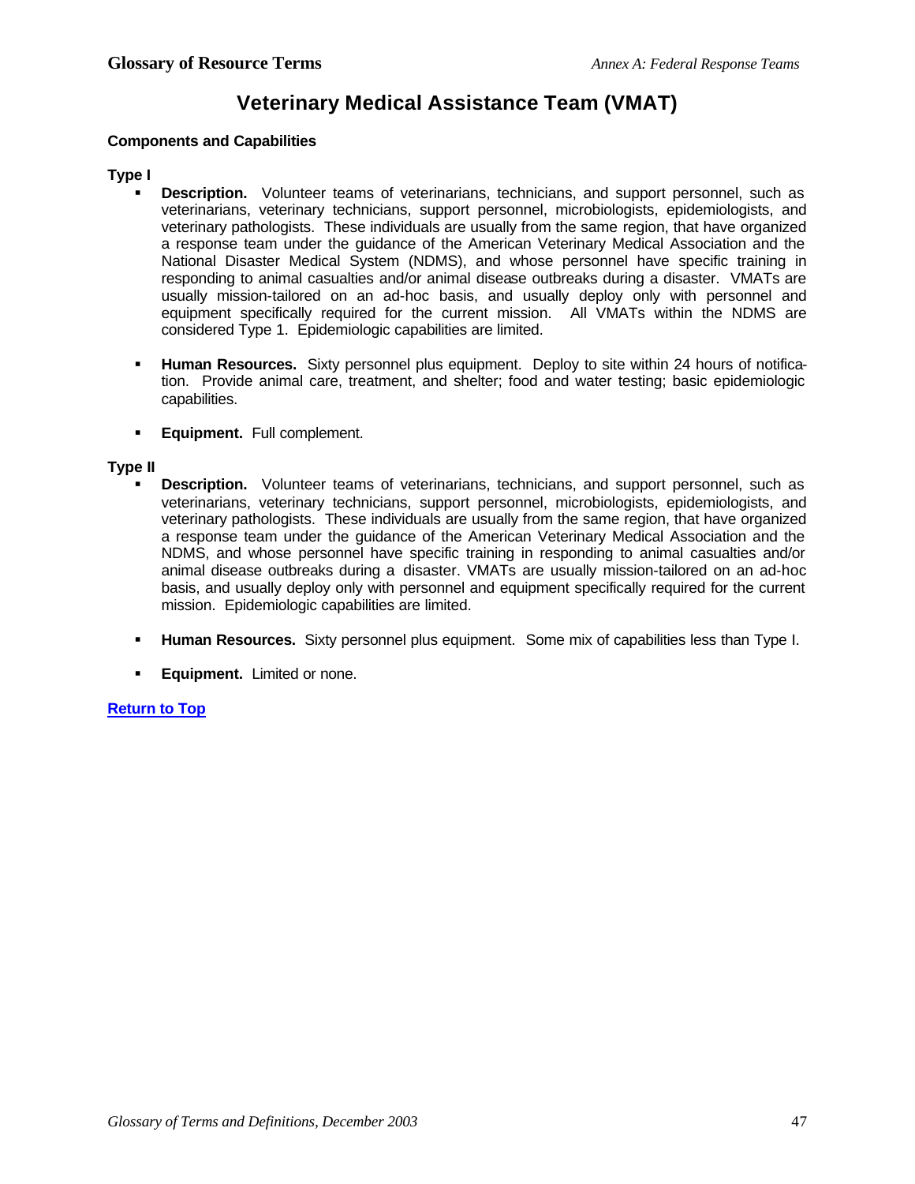# Veterinary Medical Assistance Team (VMAT)

**Components and Capabilities**

**Type I**

- **Description.** Volunteer teams of veterinarians, technicians, and support personnel, such as veterinarians, veterinary technicians, support personnel, microbiologists, epidemiologists, and veterinary pathologists. These individuals are usually from the same region, that have organized a response team under the guidance of the American Veterinary Medical Association and the National Disaster Medical System (NDMS), and whose personnel have specific training in responding to animal casualties and/or animal disease outbreaks during a disaster. VMATs are usually mission-tailored on an ad-hoc basis, and usually deploy only with personnel and equipment specifically required for the current mission. All VMATs within the NDMS are considered Type 1. Epidemiologic capabilities are limited.

- **Human Resources.** Sixty personnel plus equipment. Deploy to site within 24 hours of notification. Provide animal care, treatment, and shelter; food and water testing; basic epidemiologic capabilities.

- **Equipment.** Full complement.

**Type II**

- **Description.** Volunteer teams of veterinarians, technicians, and support personnel, such as veterinarians, veterinary technicians, support personnel, microbiologists, epidemiologists, and veterinary pathologists. These individuals are usually from the same region, that have organized a response team under the guidance of the American Veterinary Medical Association and the NDMS, and whose personnel have specific training in responding to animal casualties and/or animal disease outbreaks during a disaster. VMATs are usually mission-tailored on an ad-hoc basis, and usually deploy only with personnel and equipment specifically required for the current mission. Epidemiologic capabilities are limited.

- **Human Resources.** Sixty personnel plus equipment. Some mix of capabilities less than Type I.

- **Equipment.** Limited or none.

Return to Top